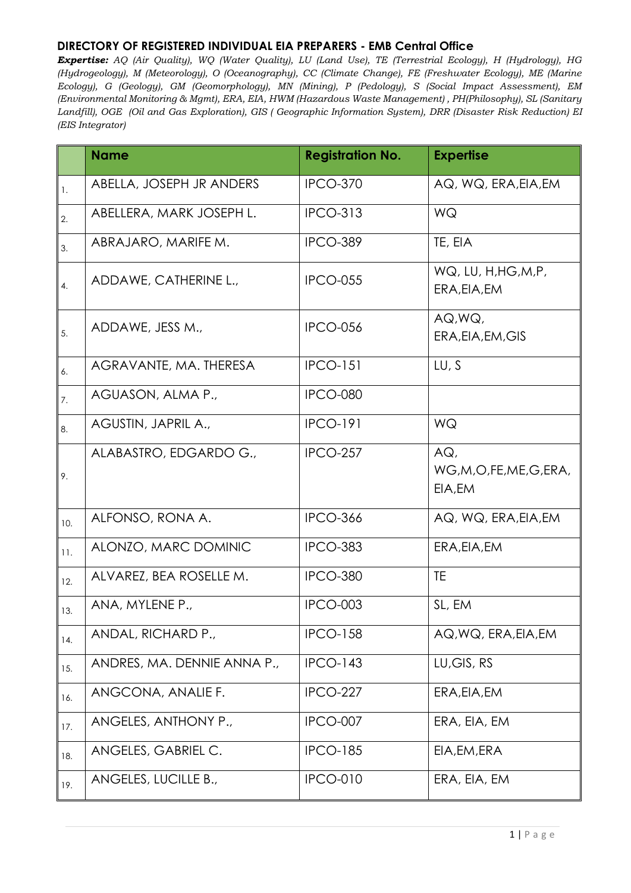**DIRECTORY OF REGISTERED INDIVIDUAL EIA PREPARERS - EMB Central Office**

***Expertise:*** *AQ (Air Quality), WQ (Water Quality), LU (Land Use), TE (Terrestrial Ecology), H (Hydrology), HG (Hydrogeology), M (Meteorology), O (Oceanography), CC (Climate Change), FE (Freshwater Ecology), ME (Marine Ecology), G (Geology), GM (Geomorphology), MN (Mining), P (Pedology), S (Social Impact Assessment), EM (Environmental Monitoring & Mgmt), ERA, EIA, HWM (Hazardous Waste Management) , PH(Philosophy), SL (Sanitary Landfill), OGE (Oil and Gas Exploration), GIS ( Geographic Information System), DRR (Disaster Risk Reduction) EI (EIS Integrator)*

| | Name | Registration No. | Expertise |
|---|---|---|---|
| 1. | ABELLA, JOSEPH JR ANDERS | IPCO-370 | AQ, WQ, ERA,EIA,EM |
| 2. | ABELLERA, MARK JOSEPH L. | IPCO-313 | WQ |
| 3. | ABRAJARO, MARIFE M. | IPCO-389 | TE, EIA |
| 4. | ADDAWE, CATHERINE L., | IPCO-055 | WQ, LU, H,HG,M,P, ERA,EIA,EM |
| 5. | ADDAWE, JESS M., | IPCO-056 | AQ,WQ, ERA,EIA,EM,GIS |
| 6. | AGRAVANTE, MA. THERESA | IPCO-151 | LU, S |
| 7. | AGUASON, ALMA P., | IPCO-080 | |
| 8. | AGUSTIN, JAPRIL A., | IPCO-191 | WQ |
| 9. | ALABASTRO, EDGARDO G., | IPCO-257 | AQ, WG,M,O,FE,ME,G,ERA, EIA,EM |
| 10. | ALFONSO, RONA A. | IPCO-366 | AQ, WQ, ERA,EIA,EM |
| 11. | ALONZO, MARC DOMINIC | IPCO-383 | ERA,EIA,EM |
| 12. | ALVAREZ, BEA ROSELLE M. | IPCO-380 | TE |
| 13. | ANA, MYLENE P., | IPCO-003 | SL, EM |
| 14. | ANDAL, RICHARD P., | IPCO-158 | AQ,WQ, ERA,EIA,EM |
| 15. | ANDRES, MA. DENNIE ANNA P., | IPCO-143 | LU,GIS, RS |
| 16. | ANGCONA, ANALIE F. | IPCO-227 | ERA,EIA,EM |
| 17. | ANGELES, ANTHONY P., | IPCO-007 | ERA, EIA, EM |
| 18. | ANGELES, GABRIEL C. | IPCO-185 | EIA,EM,ERA |
| 19. | ANGELES, LUCILLE B., | IPCO-010 | ERA, EIA, EM |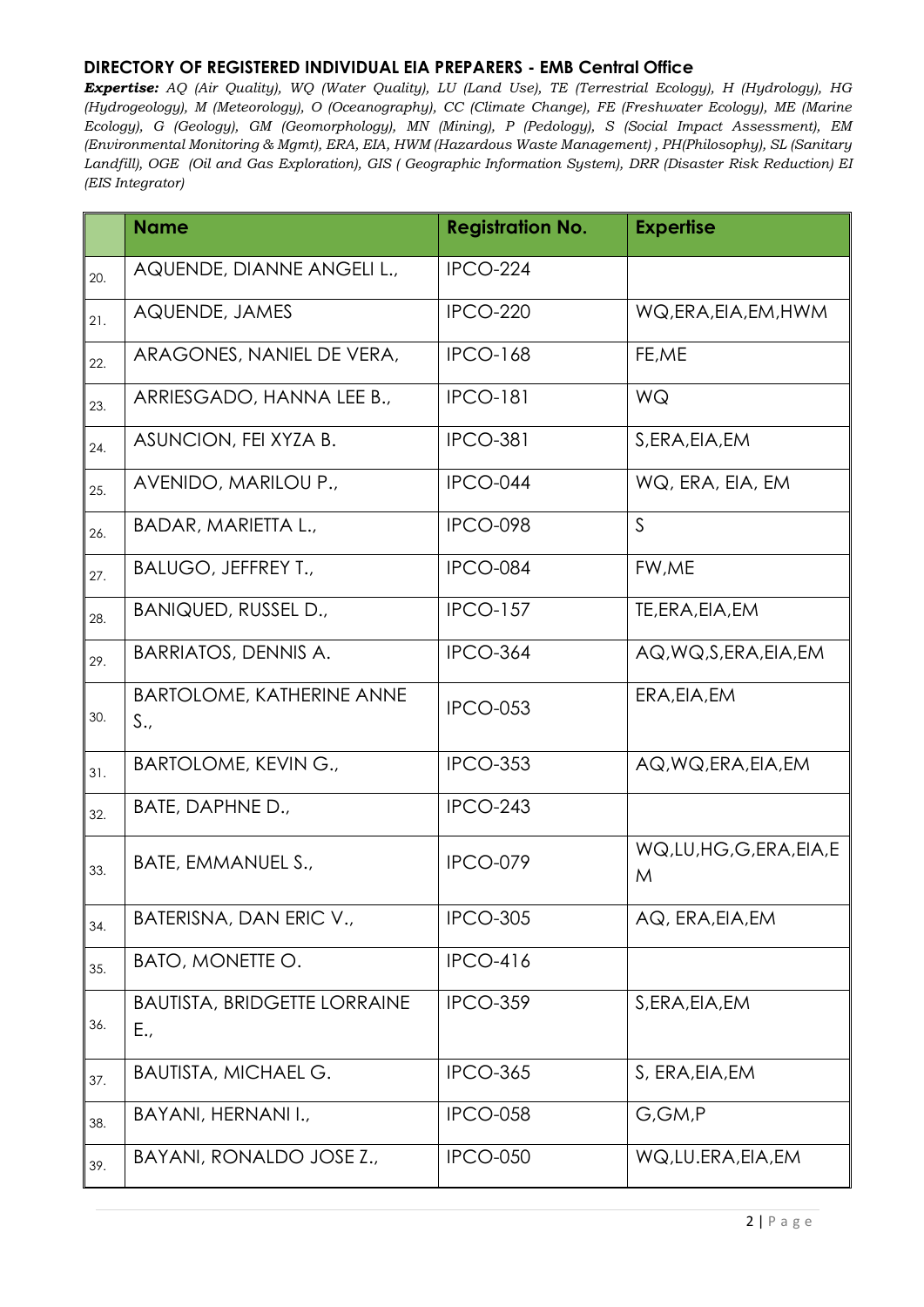## DIRECTORY OF REGISTERED INDIVIDUAL EIA PREPARERS - EMB Central Office

***Expertise:*** *AQ (Air Quality), WQ (Water Quality), LU (Land Use), TE (Terrestrial Ecology), H (Hydrology), HG (Hydrogeology), M (Meteorology), O (Oceanography), CC (Climate Change), FE (Freshwater Ecology), ME (Marine Ecology), G (Geology), GM (Geomorphology), MN (Mining), P (Pedology), S (Social Impact Assessment), EM (Environmental Monitoring & Mgmt), ERA, EIA, HWM (Hazardous Waste Management) , PH(Philosophy), SL (Sanitary Landfill), OGE (Oil and Gas Exploration), GIS ( Geographic Information System), DRR (Disaster Risk Reduction) EI (EIS Integrator)*

| | Name | Registration No. | Expertise |
|---|---|---|---|
| 20. | AQUENDE, DIANNE ANGELI L., | IPCO-224 | |
| 21. | AQUENDE, JAMES | IPCO-220 | WQ,ERA,EIA,EM,HWM |
| 22. | ARAGONES, NANIEL DE VERA, | IPCO-168 | FE,ME |
| 23. | ARRIESGADO, HANNA LEE B., | IPCO-181 | WQ |
| 24. | ASUNCION, FEI XYZA B. | IPCO-381 | S,ERA,EIA,EM |
| 25. | AVENIDO, MARILOU P., | IPCO-044 | WQ, ERA, EIA, EM |
| 26. | BADAR, MARIETTA L., | IPCO-098 | S |
| 27. | BALUGO, JEFFREY T., | IPCO-084 | FW,ME |
| 28. | BANIQUED, RUSSEL D., | IPCO-157 | TE,ERA,EIA,EM |
| 29. | BARRIATOS, DENNIS A. | IPCO-364 | AQ,WQ,S,ERA,EIA,EM |
| 30. | BARTOLOME, KATHERINE ANNE S., | IPCO-053 | ERA,EIA,EM |
| 31. | BARTOLOME, KEVIN G., | IPCO-353 | AQ,WQ,ERA,EIA,EM |
| 32. | BATE, DAPHNE D., | IPCO-243 | |
| 33. | BATE, EMMANUEL S., | IPCO-079 | WQ,LU,HG,G,ERA,EIA,EM |
| 34. | BATERISNA, DAN ERIC V., | IPCO-305 | AQ, ERA,EIA,EM |
| 35. | BATO, MONETTE O. | IPCO-416 | |
| 36. | BAUTISTA, BRIDGETTE LORRAINE E., | IPCO-359 | S,ERA,EIA,EM |
| 37. | BAUTISTA, MICHAEL G. | IPCO-365 | S, ERA,EIA,EM |
| 38. | BAYANI, HERNANI I., | IPCO-058 | G,GM,P |
| 39. | BAYANI, RONALDO JOSE Z., | IPCO-050 | WQ,LU.ERA,EIA,EM |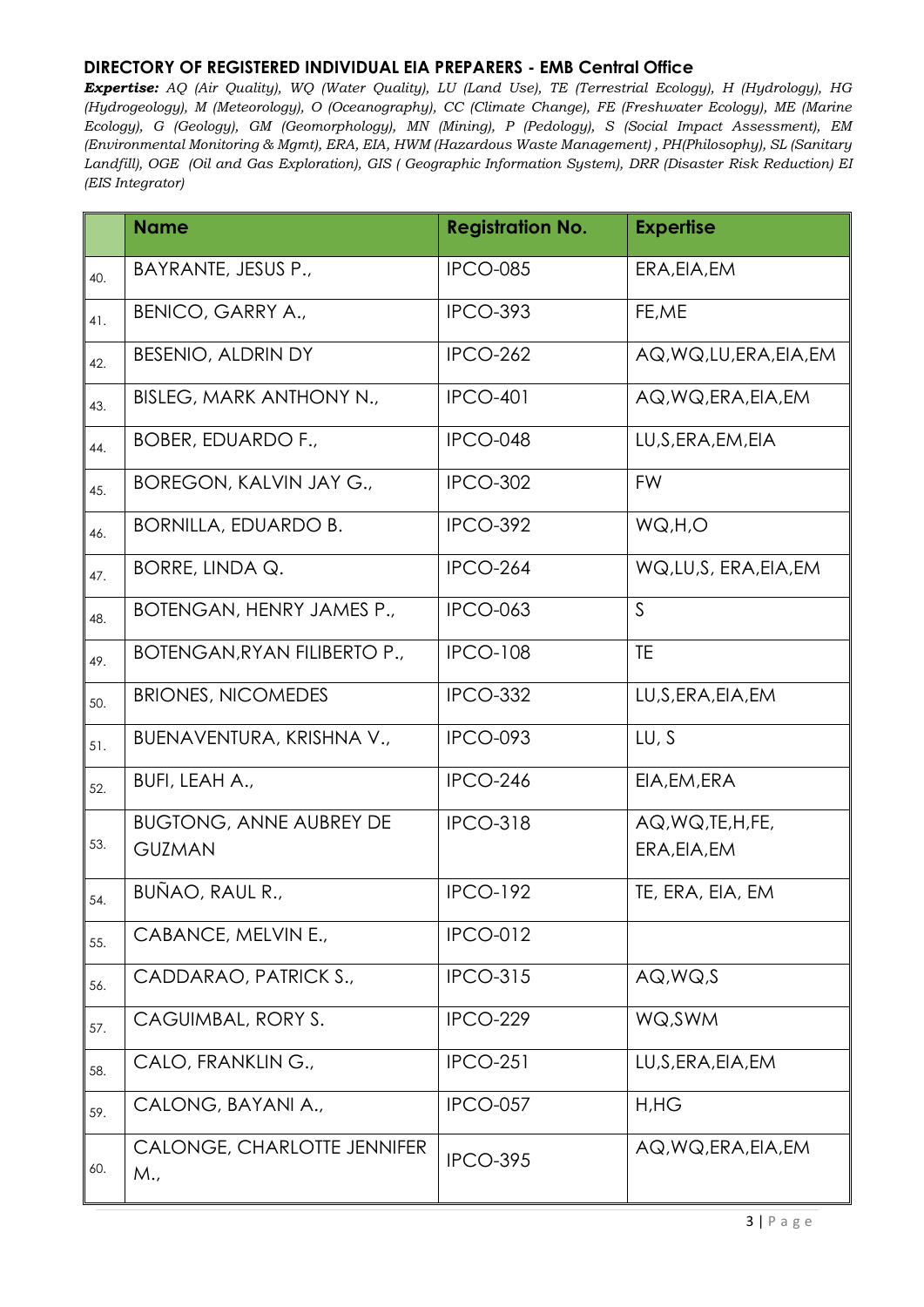## DIRECTORY OF REGISTERED INDIVIDUAL EIA PREPARERS - EMB Central Office

***Expertise:*** *AQ (Air Quality), WQ (Water Quality), LU (Land Use), TE (Terrestrial Ecology), H (Hydrology), HG (Hydrogeology), M (Meteorology), O (Oceanography), CC (Climate Change), FE (Freshwater Ecology), ME (Marine Ecology), G (Geology), GM (Geomorphology), MN (Mining), P (Pedology), S (Social Impact Assessment), EM (Environmental Monitoring & Mgmt), ERA, EIA, HWM (Hazardous Waste Management) , PH(Philosophy), SL (Sanitary Landfill), OGE (Oil and Gas Exploration), GIS ( Geographic Information System), DRR (Disaster Risk Reduction) EI (EIS Integrator)*

| | Name | Registration No. | Expertise |
|---|---|---|---|
| 40. | BAYRANTE, JESUS P., | IPCO-085 | ERA,EIA,EM |
| 41. | BENICO, GARRY A., | IPCO-393 | FE,ME |
| 42. | BESENIO, ALDRIN DY | IPCO-262 | AQ,WQ,LU,ERA,EIA,EM |
| 43. | BISLEG, MARK ANTHONY N., | IPCO-401 | AQ,WQ,ERA,EIA,EM |
| 44. | BOBER, EDUARDO F., | IPCO-048 | LU,S,ERA,EM,EIA |
| 45. | BOREGON, KALVIN JAY G., | IPCO-302 | FW |
| 46. | BORNILLA, EDUARDO B. | IPCO-392 | WQ,H,O |
| 47. | BORRE, LINDA Q. | IPCO-264 | WQ,LU,S, ERA,EIA,EM |
| 48. | BOTENGAN, HENRY JAMES P., | IPCO-063 | S |
| 49. | BOTENGAN,RYAN FILIBERTO P., | IPCO-108 | TE |
| 50. | BRIONES, NICOMEDES | IPCO-332 | LU,S,ERA,EIA,EM |
| 51. | BUENAVENTURA, KRISHNA V., | IPCO-093 | LU, S |
| 52. | BUFI, LEAH A., | IPCO-246 | EIA,EM,ERA |
| 53. | BUGTONG, ANNE AUBREY DE GUZMAN | IPCO-318 | AQ,WQ,TE,H,FE, ERA,EIA,EM |
| 54. | BUÑAO, RAUL R., | IPCO-192 | TE, ERA, EIA, EM |
| 55. | CABANCE, MELVIN E., | IPCO-012 | |
| 56. | CADDARAO, PATRICK S., | IPCO-315 | AQ,WQ,S |
| 57. | CAGUIMBAL, RORY S. | IPCO-229 | WQ,SWM |
| 58. | CALO, FRANKLIN G., | IPCO-251 | LU,S,ERA,EIA,EM |
| 59. | CALONG, BAYANI A., | IPCO-057 | H,HG |
| 60. | CALONGE, CHARLOTTE JENNIFER M., | IPCO-395 | AQ,WQ,ERA,EIA,EM |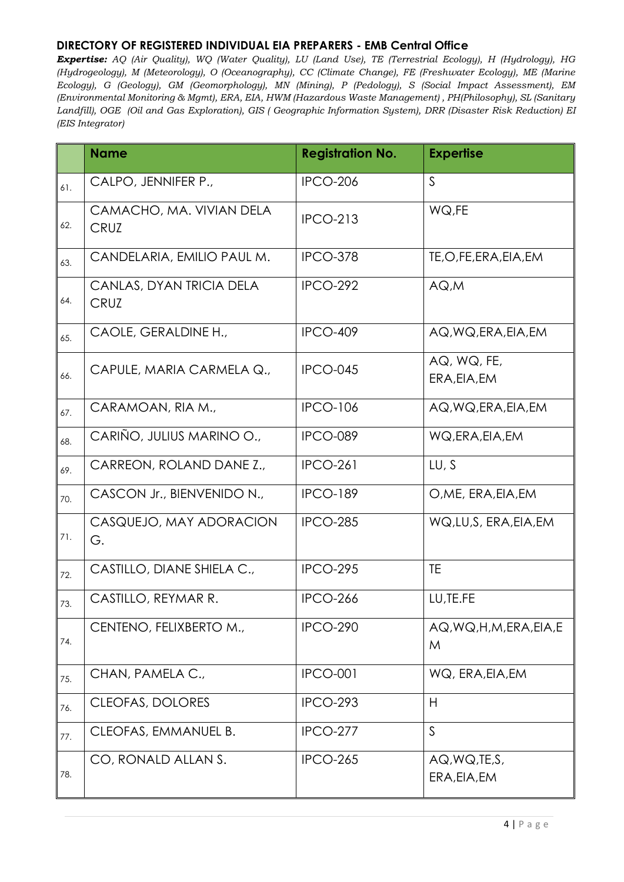## DIRECTORY OF REGISTERED INDIVIDUAL EIA PREPARERS - EMB Central Office

***Expertise:*** *AQ (Air Quality), WQ (Water Quality), LU (Land Use), TE (Terrestrial Ecology), H (Hydrology), HG (Hydrogeology), M (Meteorology), O (Oceanography), CC (Climate Change), FE (Freshwater Ecology), ME (Marine Ecology), G (Geology), GM (Geomorphology), MN (Mining), P (Pedology), S (Social Impact Assessment), EM (Environmental Monitoring & Mgmt), ERA, EIA, HWM (Hazardous Waste Management) , PH(Philosophy), SL (Sanitary Landfill), OGE (Oil and Gas Exploration), GIS ( Geographic Information System), DRR (Disaster Risk Reduction) EI (EIS Integrator)*

| | Name | Registration No. | Expertise |
|---|---|---|---|
| 61. | CALPO, JENNIFER P., | IPCO-206 | S |
| 62. | CAMACHO, MA. VIVIAN DELA CRUZ | IPCO-213 | WQ,FE |
| 63. | CANDELARIA, EMILIO PAUL M. | IPCO-378 | TE,O,FE,ERA,EIA,EM |
| 64. | CANLAS, DYAN TRICIA DELA CRUZ | IPCO-292 | AQ,M |
| 65. | CAOLE, GERALDINE H., | IPCO-409 | AQ,WQ,ERA,EIA,EM |
| 66. | CAPULE, MARIA CARMELA Q., | IPCO-045 | AQ, WQ, FE, ERA,EIA,EM |
| 67. | CARAMOAN, RIA M., | IPCO-106 | AQ,WQ,ERA,EIA,EM |
| 68. | CARIÑO, JULIUS MARINO O., | IPCO-089 | WQ,ERA,EIA,EM |
| 69. | CARREON, ROLAND DANE Z., | IPCO-261 | LU, S |
| 70. | CASCON Jr., BIENVENIDO N., | IPCO-189 | O,ME, ERA,EIA,EM |
| 71. | CASQUEJO, MAY ADORACION G. | IPCO-285 | WQ,LU,S, ERA,EIA,EM |
| 72. | CASTILLO, DIANE SHIELA C., | IPCO-295 | TE |
| 73. | CASTILLO, REYMAR R. | IPCO-266 | LU,TE.FE |
| 74. | CENTENO, FELIXBERTO M., | IPCO-290 | AQ,WQ,H,M,ERA,EIA,EM |
| 75. | CHAN, PAMELA C., | IPCO-001 | WQ, ERA,EIA,EM |
| 76. | CLEOFAS, DOLORES | IPCO-293 | H |
| 77. | CLEOFAS, EMMANUEL B. | IPCO-277 | S |
| 78. | CO, RONALD ALLAN S. | IPCO-265 | AQ,WQ,TE,S, ERA,EIA,EM |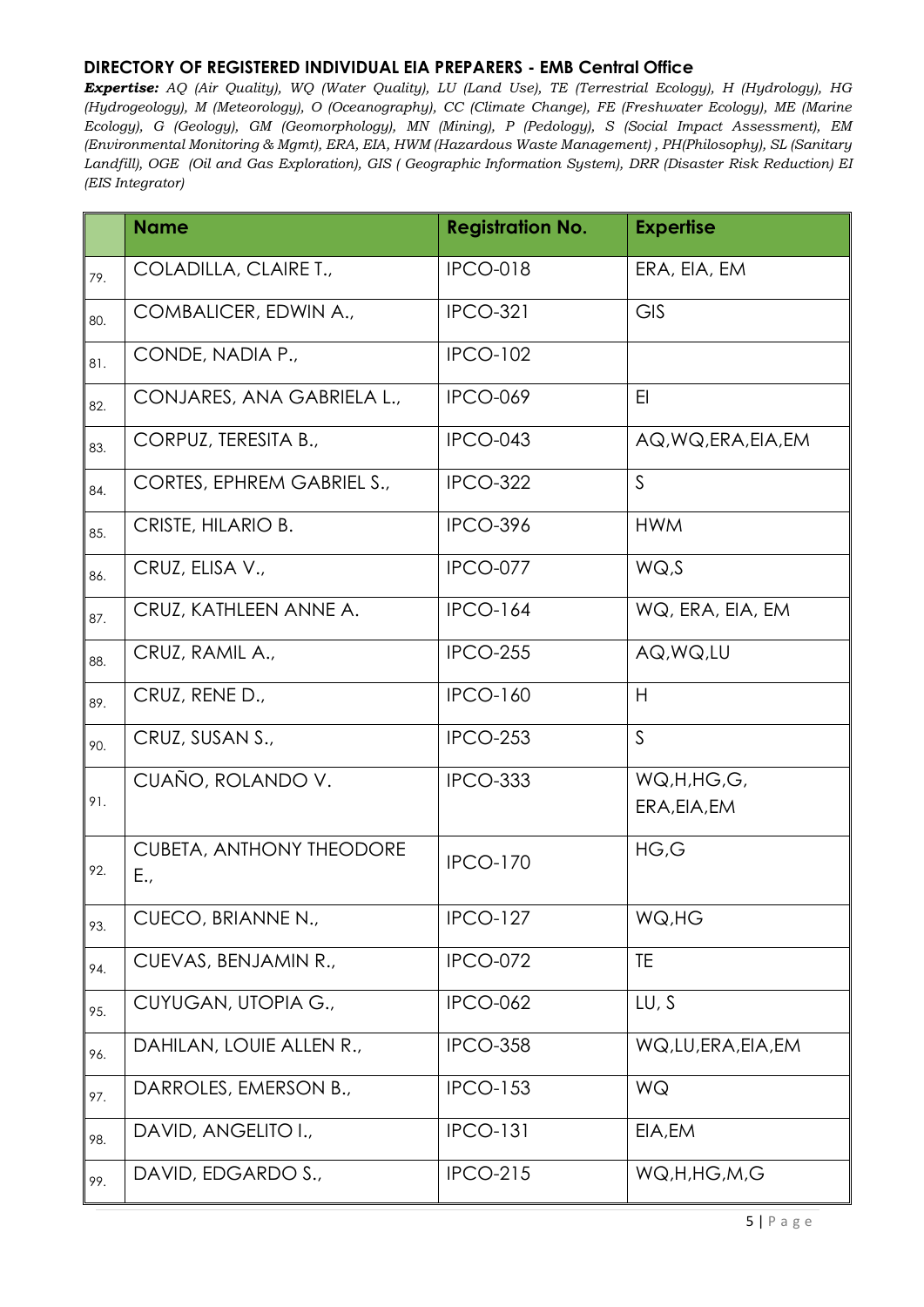**DIRECTORY OF REGISTERED INDIVIDUAL EIA PREPARERS - EMB Central Office**

***Expertise:*** *AQ (Air Quality), WQ (Water Quality), LU (Land Use), TE (Terrestrial Ecology), H (Hydrology), HG (Hydrogeology), M (Meteorology), O (Oceanography), CC (Climate Change), FE (Freshwater Ecology), ME (Marine Ecology), G (Geology), GM (Geomorphology), MN (Mining), P (Pedology), S (Social Impact Assessment), EM (Environmental Monitoring & Mgmt), ERA, EIA, HWM (Hazardous Waste Management) , PH(Philosophy), SL (Sanitary Landfill), OGE (Oil and Gas Exploration), GIS ( Geographic Information System), DRR (Disaster Risk Reduction) EI (EIS Integrator)*

| | Name | Registration No. | Expertise |
|---|---|---|---|
| 79. | COLADILLA, CLAIRE T., | IPCO-018 | ERA, EIA, EM |
| 80. | COMBALICER, EDWIN A., | IPCO-321 | GIS |
| 81. | CONDE, NADIA P., | IPCO-102 | |
| 82. | CONJARES, ANA GABRIELA L., | IPCO-069 | EI |
| 83. | CORPUZ, TERESITA B., | IPCO-043 | AQ,WQ,ERA,EIA,EM |
| 84. | CORTES, EPHREM GABRIEL S., | IPCO-322 | S |
| 85. | CRISTE, HILARIO B. | IPCO-396 | HWM |
| 86. | CRUZ, ELISA V., | IPCO-077 | WQ,S |
| 87. | CRUZ, KATHLEEN ANNE A. | IPCO-164 | WQ, ERA, EIA, EM |
| 88. | CRUZ, RAMIL A., | IPCO-255 | AQ,WQ,LU |
| 89. | CRUZ, RENE D., | IPCO-160 | H |
| 90. | CRUZ, SUSAN S., | IPCO-253 | S |
| 91. | CUAÑO, ROLANDO V. | IPCO-333 | WQ,H,HG,G, ERA,EIA,EM |
| 92. | CUBETA, ANTHONY THEODORE E., | IPCO-170 | HG,G |
| 93. | CUECO, BRIANNE N., | IPCO-127 | WQ,HG |
| 94. | CUEVAS, BENJAMIN R., | IPCO-072 | TE |
| 95. | CUYUGAN, UTOPIA G., | IPCO-062 | LU, S |
| 96. | DAHILAN, LOUIE ALLEN R., | IPCO-358 | WQ,LU,ERA,EIA,EM |
| 97. | DARROLES, EMERSON B., | IPCO-153 | WQ |
| 98. | DAVID, ANGELITO I., | IPCO-131 | EIA,EM |
| 99. | DAVID, EDGARDO S., | IPCO-215 | WQ,H,HG,M,G |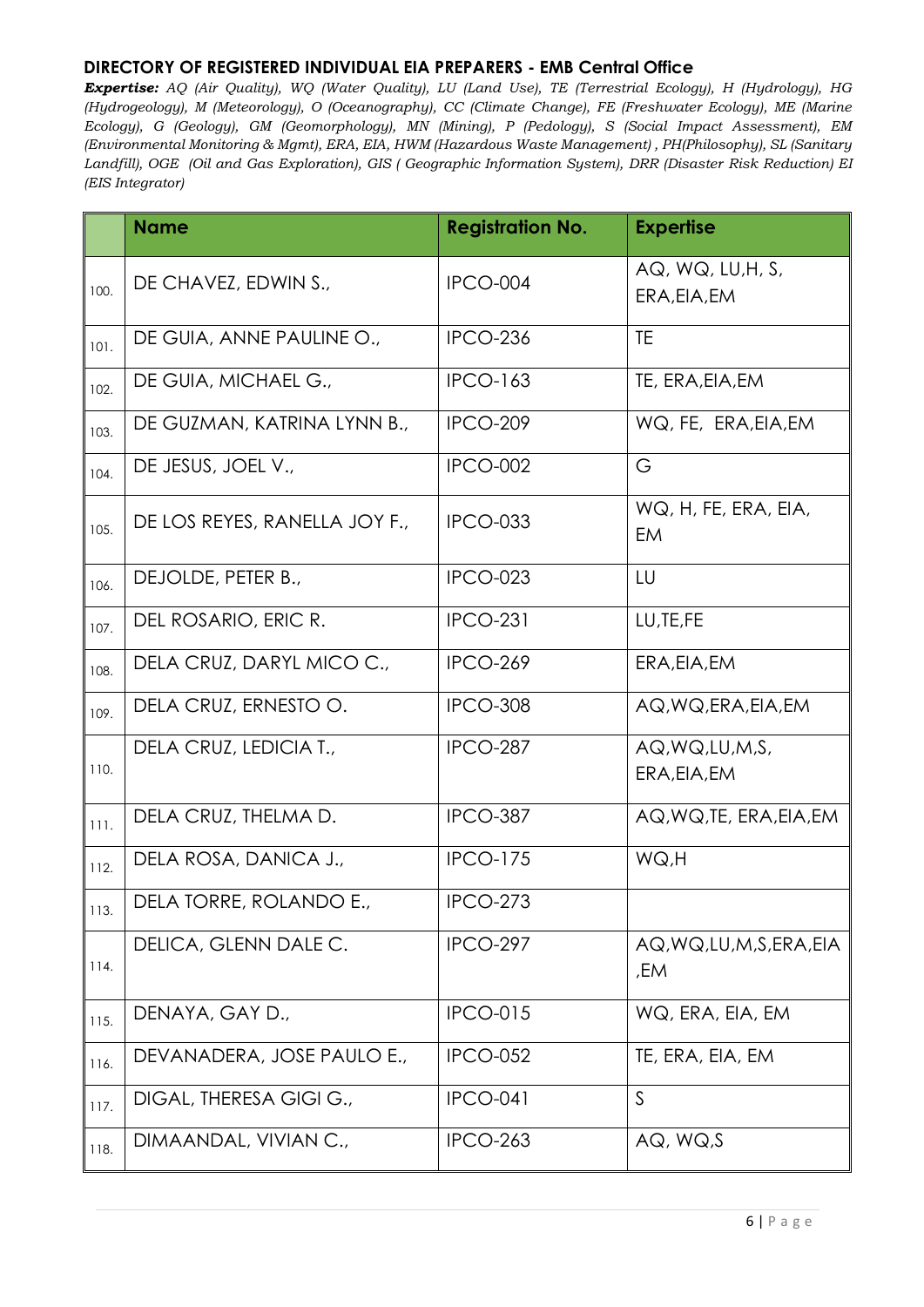**DIRECTORY OF REGISTERED INDIVIDUAL EIA PREPARERS - EMB Central Office**

***Expertise:*** *AQ (Air Quality), WQ (Water Quality), LU (Land Use), TE (Terrestrial Ecology), H (Hydrology), HG (Hydrogeology), M (Meteorology), O (Oceanography), CC (Climate Change), FE (Freshwater Ecology), ME (Marine Ecology), G (Geology), GM (Geomorphology), MN (Mining), P (Pedology), S (Social Impact Assessment), EM (Environmental Monitoring & Mgmt), ERA, EIA, HWM (Hazardous Waste Management) , PH(Philosophy), SL (Sanitary Landfill), OGE (Oil and Gas Exploration), GIS ( Geographic Information System), DRR (Disaster Risk Reduction) EI (EIS Integrator)*

| | Name | Registration No. | Expertise |
|---|---|---|---|
| 100. | DE CHAVEZ, EDWIN S., | IPCO-004 | AQ, WQ, LU,H, S, ERA,EIA,EM |
| 101. | DE GUIA, ANNE PAULINE O., | IPCO-236 | TE |
| 102. | DE GUIA, MICHAEL G., | IPCO-163 | TE, ERA,EIA,EM |
| 103. | DE GUZMAN, KATRINA LYNN B., | IPCO-209 | WQ, FE, ERA,EIA,EM |
| 104. | DE JESUS, JOEL V., | IPCO-002 | G |
| 105. | DE LOS REYES, RANELLA JOY F., | IPCO-033 | WQ, H, FE, ERA, EIA, EM |
| 106. | DEJOLDE, PETER B., | IPCO-023 | LU |
| 107. | DEL ROSARIO, ERIC R. | IPCO-231 | LU,TE,FE |
| 108. | DELA CRUZ, DARYL MICO C., | IPCO-269 | ERA,EIA,EM |
| 109. | DELA CRUZ, ERNESTO O. | IPCO-308 | AQ,WQ,ERA,EIA,EM |
| 110. | DELA CRUZ, LEDICIA T., | IPCO-287 | AQ,WQ,LU,M,S, ERA,EIA,EM |
| 111. | DELA CRUZ, THELMA D. | IPCO-387 | AQ,WQ,TE, ERA,EIA,EM |
| 112. | DELA ROSA, DANICA J., | IPCO-175 | WQ,H |
| 113. | DELA TORRE, ROLANDO E., | IPCO-273 | |
| 114. | DELICA, GLENN DALE C. | IPCO-297 | AQ,WQ,LU,M,S,ERA,EIA ,EM |
| 115. | DENAYA, GAY D., | IPCO-015 | WQ, ERA, EIA, EM |
| 116. | DEVANADERA, JOSE PAULO E., | IPCO-052 | TE, ERA, EIA, EM |
| 117. | DIGAL, THERESA GIGI G., | IPCO-041 | S |
| 118. | DIMAANDAL, VIVIAN C., | IPCO-263 | AQ, WQ,S |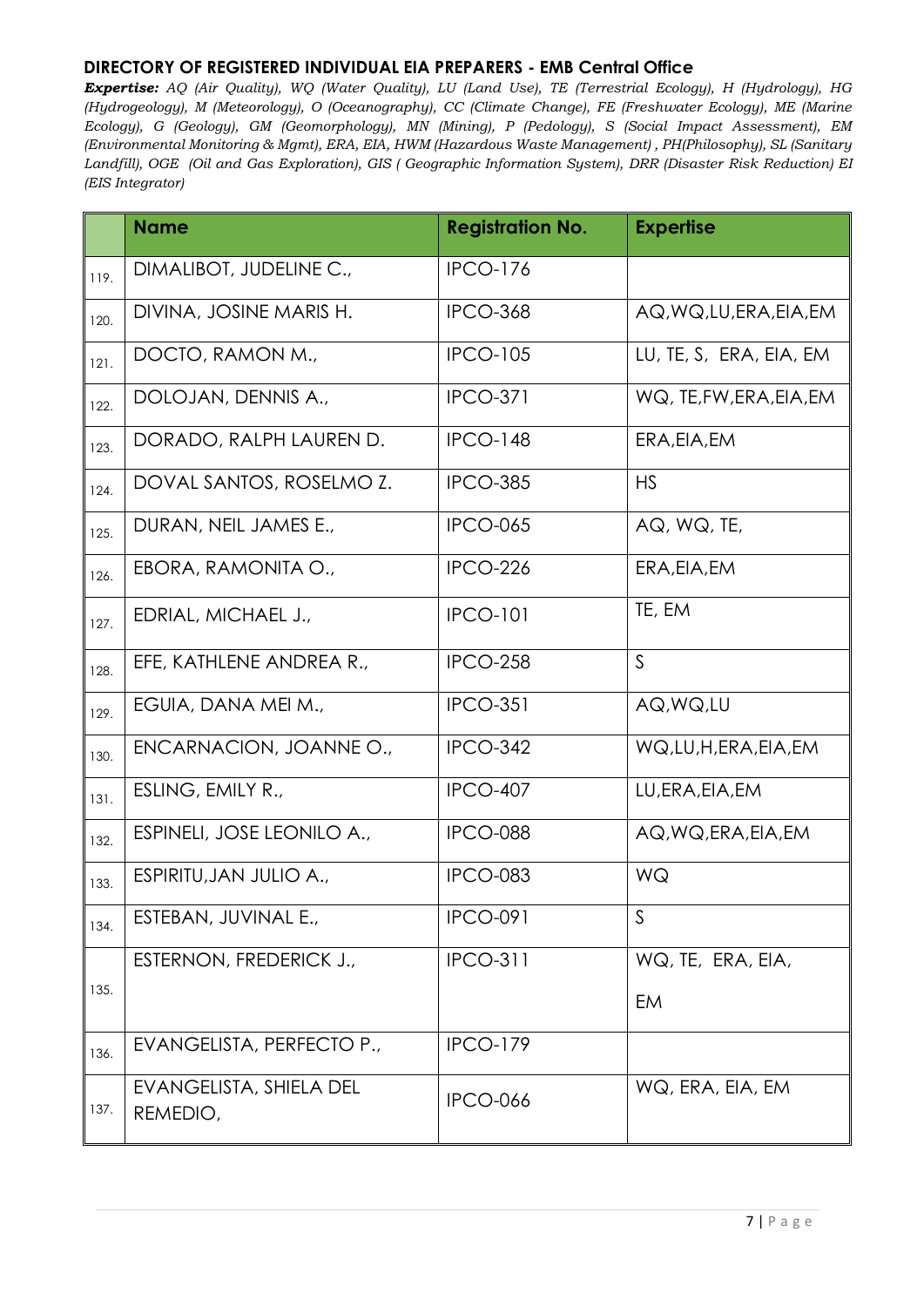**DIRECTORY OF REGISTERED INDIVIDUAL EIA PREPARERS - EMB Central Office**

***Expertise:*** *AQ (Air Quality), WQ (Water Quality), LU (Land Use), TE (Terrestrial Ecology), H (Hydrology), HG (Hydrogeology), M (Meteorology), O (Oceanography), CC (Climate Change), FE (Freshwater Ecology), ME (Marine Ecology), G (Geology), GM (Geomorphology), MN (Mining), P (Pedology), S (Social Impact Assessment), EM (Environmental Monitoring & Mgmt), ERA, EIA, HWM (Hazardous Waste Management) , PH(Philosophy), SL (Sanitary Landfill), OGE (Oil and Gas Exploration), GIS ( Geographic Information System), DRR (Disaster Risk Reduction) EI (EIS Integrator)*

| | Name | Registration No. | Expertise |
|---|---|---|---|
| 119. | DIMALIBOT, JUDELINE C., | IPCO-176 | |
| 120. | DIVINA, JOSINE MARIS H. | IPCO-368 | AQ,WQ,LU,ERA,EIA,EM |
| 121. | DOCTO, RAMON M., | IPCO-105 | LU, TE, S, ERA, EIA, EM |
| 122. | DOLOJAN, DENNIS A., | IPCO-371 | WQ, TE,FW,ERA,EIA,EM |
| 123. | DORADO, RALPH LAUREN D. | IPCO-148 | ERA,EIA,EM |
| 124. | DOVAL SANTOS, ROSELMO Z. | IPCO-385 | HS |
| 125. | DURAN, NEIL JAMES E., | IPCO-065 | AQ, WQ, TE, |
| 126. | EBORA, RAMONITA O., | IPCO-226 | ERA,EIA,EM |
| 127. | EDRIAL, MICHAEL J., | IPCO-101 | TE, EM |
| 128. | EFE, KATHLENE ANDREA R., | IPCO-258 | S |
| 129. | EGUIA, DANA MEI M., | IPCO-351 | AQ,WQ,LU |
| 130. | ENCARNACION, JOANNE O., | IPCO-342 | WQ,LU,H,ERA,EIA,EM |
| 131. | ESLING, EMILY R., | IPCO-407 | LU,ERA,EIA,EM |
| 132. | ESPINELI, JOSE LEONILO A., | IPCO-088 | AQ,WQ,ERA,EIA,EM |
| 133. | ESPIRITU,JAN JULIO A., | IPCO-083 | WQ |
| 134. | ESTEBAN, JUVINAL E., | IPCO-091 | S |
| 135. | ESTERNON, FREDERICK J., | IPCO-311 | WQ, TE, ERA, EIA, EM |
| 136. | EVANGELISTA, PERFECTO P., | IPCO-179 | |
| 137. | EVANGELISTA, SHIELA DEL REMEDIO, | IPCO-066 | WQ, ERA, EIA, EM |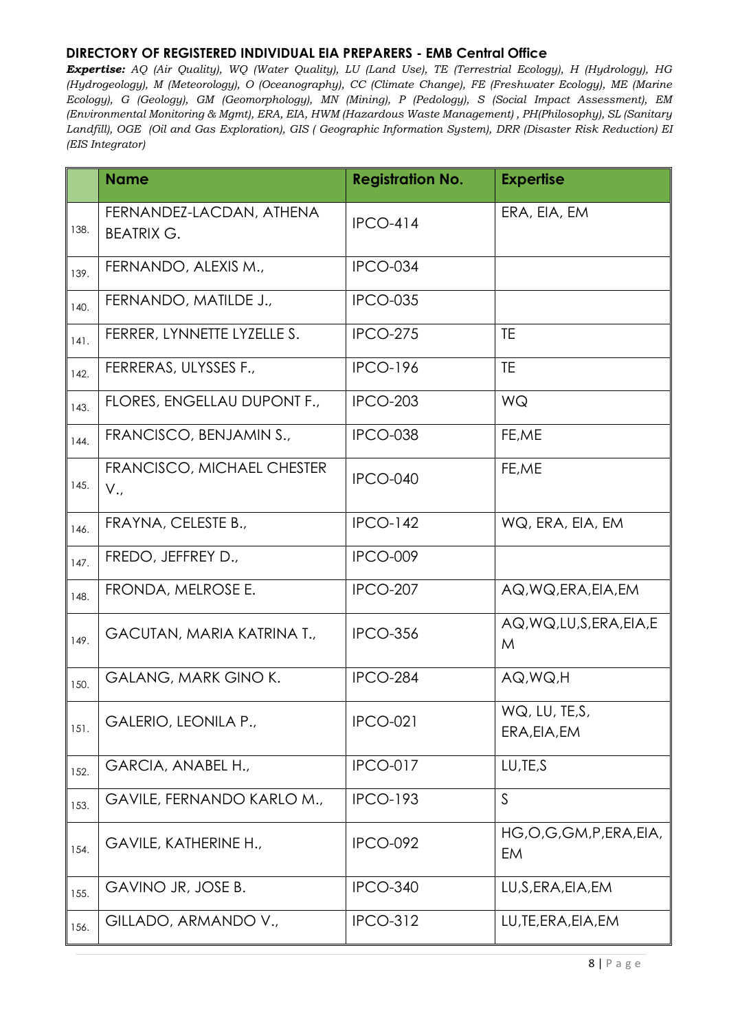## DIRECTORY OF REGISTERED INDIVIDUAL EIA PREPARERS - EMB Central Office

***Expertise:*** *AQ (Air Quality), WQ (Water Quality), LU (Land Use), TE (Terrestrial Ecology), H (Hydrology), HG (Hydrogeology), M (Meteorology), O (Oceanography), CC (Climate Change), FE (Freshwater Ecology), ME (Marine Ecology), G (Geology), GM (Geomorphology), MN (Mining), P (Pedology), S (Social Impact Assessment), EM (Environmental Monitoring & Mgmt), ERA, EIA, HWM (Hazardous Waste Management) , PH(Philosophy), SL (Sanitary Landfill), OGE (Oil and Gas Exploration), GIS ( Geographic Information System), DRR (Disaster Risk Reduction) EI (EIS Integrator)*

| | Name | Registration No. | Expertise |
|---|---|---|---|
| 138. | FERNANDEZ-LACDAN, ATHENA BEATRIX G. | IPCO-414 | ERA, EIA, EM |
| 139. | FERNANDO, ALEXIS M., | IPCO-034 | |
| 140. | FERNANDO, MATILDE J., | IPCO-035 | |
| 141. | FERRER, LYNNETTE LYZELLE S. | IPCO-275 | TE |
| 142. | FERRERAS, ULYSSES F., | IPCO-196 | TE |
| 143. | FLORES, ENGELLAU DUPONT F., | IPCO-203 | WQ |
| 144. | FRANCISCO, BENJAMIN S., | IPCO-038 | FE,ME |
| 145. | FRANCISCO, MICHAEL CHESTER V., | IPCO-040 | FE,ME |
| 146. | FRAYNA, CELESTE B., | IPCO-142 | WQ, ERA, EIA, EM |
| 147. | FREDO, JEFFREY D., | IPCO-009 | |
| 148. | FRONDA, MELROSE E. | IPCO-207 | AQ,WQ,ERA,EIA,EM |
| 149. | GACUTAN, MARIA KATRINA T., | IPCO-356 | AQ,WQ,LU,S,ERA,EIA,EM |
| 150. | GALANG, MARK GINO K. | IPCO-284 | AQ,WQ,H |
| 151. | GALERIO, LEONILA P., | IPCO-021 | WQ, LU, TE,S, ERA,EIA,EM |
| 152. | GARCIA, ANABEL H., | IPCO-017 | LU,TE,S |
| 153. | GAVILE, FERNANDO KARLO M., | IPCO-193 | S |
| 154. | GAVILE, KATHERINE H., | IPCO-092 | HG,O,G,GM,P,ERA,EIA,EM |
| 155. | GAVINO JR, JOSE B. | IPCO-340 | LU,S,ERA,EIA,EM |
| 156. | GILLADO, ARMANDO V., | IPCO-312 | LU,TE,ERA,EIA,EM |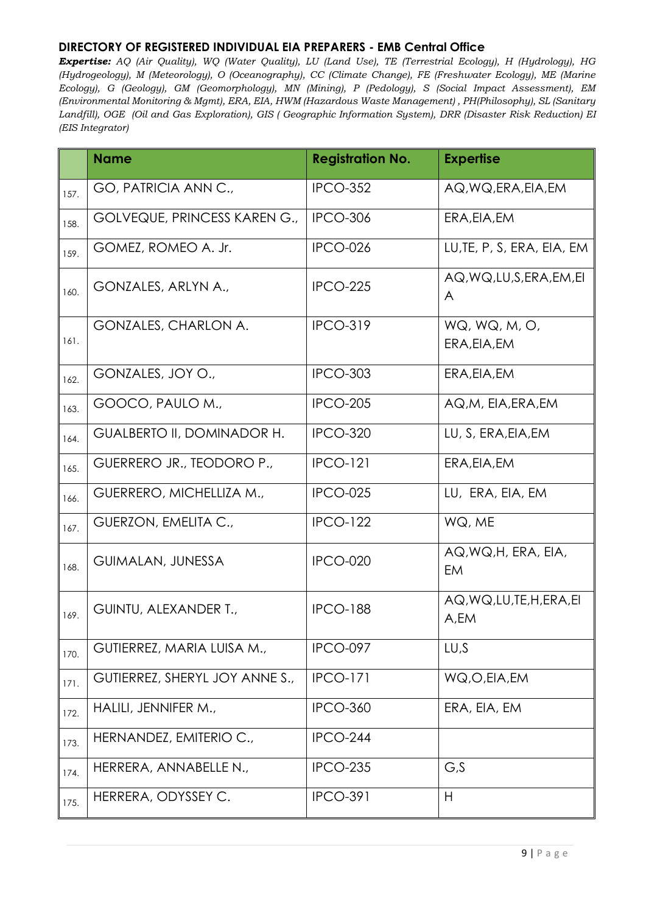**DIRECTORY OF REGISTERED INDIVIDUAL EIA PREPARERS - EMB Central Office**

***Expertise:*** *AQ (Air Quality), WQ (Water Quality), LU (Land Use), TE (Terrestrial Ecology), H (Hydrology), HG (Hydrogeology), M (Meteorology), O (Oceanography), CC (Climate Change), FE (Freshwater Ecology), ME (Marine Ecology), G (Geology), GM (Geomorphology), MN (Mining), P (Pedology), S (Social Impact Assessment), EM (Environmental Monitoring & Mgmt), ERA, EIA, HWM (Hazardous Waste Management) , PH(Philosophy), SL (Sanitary Landfill), OGE (Oil and Gas Exploration), GIS ( Geographic Information System), DRR (Disaster Risk Reduction) EI (EIS Integrator)*

| | Name | Registration No. | Expertise |
|---|---|---|---|
| 157. | GO, PATRICIA ANN C., | IPCO-352 | AQ,WQ,ERA,EIA,EM |
| 158. | GOLVEQUE, PRINCESS KAREN G., | IPCO-306 | ERA,EIA,EM |
| 159. | GOMEZ, ROMEO A. Jr. | IPCO-026 | LU,TE, P, S, ERA, EIA, EM |
| 160. | GONZALES, ARLYN A., | IPCO-225 | AQ,WQ,LU,S,ERA,EM,EIA |
| 161. | GONZALES, CHARLON A. | IPCO-319 | WQ, WQ, M, O, ERA,EIA,EM |
| 162. | GONZALES, JOY O., | IPCO-303 | ERA,EIA,EM |
| 163. | GOOCO, PAULO M., | IPCO-205 | AQ,M, EIA,ERA,EM |
| 164. | GUALBERTO II, DOMINADOR H. | IPCO-320 | LU, S, ERA,EIA,EM |
| 165. | GUERRERO JR., TEODORO P., | IPCO-121 | ERA,EIA,EM |
| 166. | GUERRERO, MICHELLIZA M., | IPCO-025 | LU, ERA, EIA, EM |
| 167. | GUERZON, EMELITA C., | IPCO-122 | WQ, ME |
| 168. | GUIMALAN, JUNESSA | IPCO-020 | AQ,WQ,H, ERA, EIA, EM |
| 169. | GUINTU, ALEXANDER T., | IPCO-188 | AQ,WQ,LU,TE,H,ERA,EIA,EM |
| 170. | GUTIERREZ, MARIA LUISA M., | IPCO-097 | LU,S |
| 171. | GUTIERREZ, SHERYL JOY ANNE S., | IPCO-171 | WQ,O,EIA,EM |
| 172. | HALILI, JENNIFER M., | IPCO-360 | ERA, EIA, EM |
| 173. | HERNANDEZ, EMITERIO C., | IPCO-244 | |
| 174. | HERRERA, ANNABELLE N., | IPCO-235 | G,S |
| 175. | HERRERA, ODYSSEY C. | IPCO-391 | H |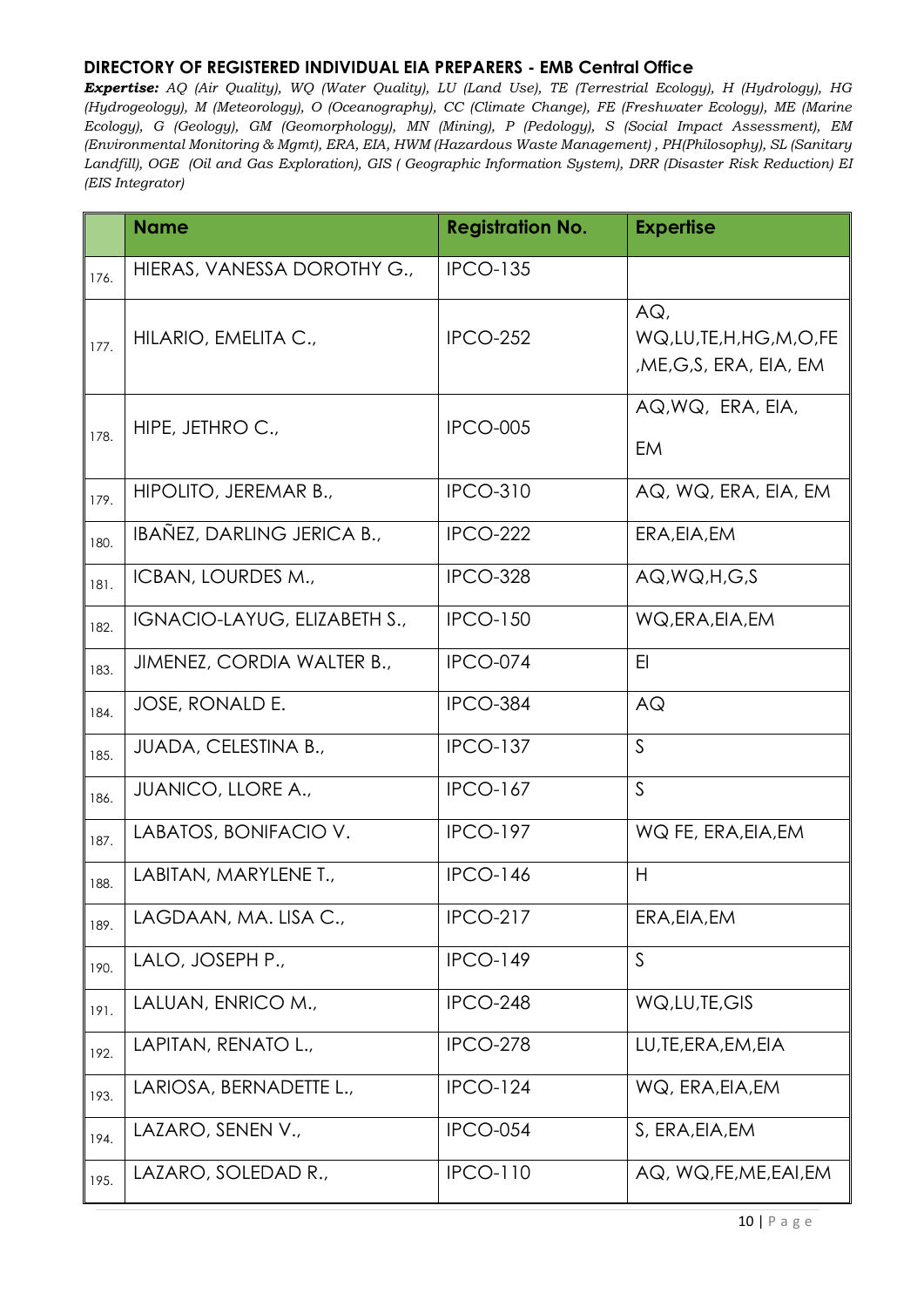**DIRECTORY OF REGISTERED INDIVIDUAL EIA PREPARERS - EMB Central Office**

***Expertise:*** *AQ (Air Quality), WQ (Water Quality), LU (Land Use), TE (Terrestrial Ecology), H (Hydrology), HG (Hydrogeology), M (Meteorology), O (Oceanography), CC (Climate Change), FE (Freshwater Ecology), ME (Marine Ecology), G (Geology), GM (Geomorphology), MN (Mining), P (Pedology), S (Social Impact Assessment), EM (Environmental Monitoring & Mgmt), ERA, EIA, HWM (Hazardous Waste Management) , PH(Philosophy), SL (Sanitary Landfill), OGE (Oil and Gas Exploration), GIS ( Geographic Information System), DRR (Disaster Risk Reduction) EI (EIS Integrator)*

| | Name | Registration No. | Expertise |
|---|---|---|---|
| 176. | HIERAS, VANESSA DOROTHY G., | IPCO-135 | |
| 177. | HILARIO, EMELITA C., | IPCO-252 | AQ, WQ,LU,TE,H,HG,M,O,FE ,ME,G,S, ERA, EIA, EM |
| 178. | HIPE, JETHRO C., | IPCO-005 | AQ,WQ, ERA, EIA, EM |
| 179. | HIPOLITO, JEREMAR B., | IPCO-310 | AQ, WQ, ERA, EIA, EM |
| 180. | IBAÑEZ, DARLING JERICA B., | IPCO-222 | ERA,EIA,EM |
| 181. | ICBAN, LOURDES M., | IPCO-328 | AQ,WQ,H,G,S |
| 182. | IGNACIO-LAYUG, ELIZABETH S., | IPCO-150 | WQ,ERA,EIA,EM |
| 183. | JIMENEZ, CORDIA WALTER B., | IPCO-074 | EI |
| 184. | JOSE, RONALD E. | IPCO-384 | AQ |
| 185. | JUADA, CELESTINA B., | IPCO-137 | S |
| 186. | JUANICO, LLORE A., | IPCO-167 | S |
| 187. | LABATOS, BONIFACIO V. | IPCO-197 | WQ FE, ERA,EIA,EM |
| 188. | LABITAN, MARYLENE T., | IPCO-146 | H |
| 189. | LAGDAAN, MA. LISA C., | IPCO-217 | ERA,EIA,EM |
| 190. | LALO, JOSEPH P., | IPCO-149 | S |
| 191. | LALUAN, ENRICO M., | IPCO-248 | WQ,LU,TE,GIS |
| 192. | LAPITAN, RENATO L., | IPCO-278 | LU,TE,ERA,EM,EIA |
| 193. | LARIOSA, BERNADETTE L., | IPCO-124 | WQ, ERA,EIA,EM |
| 194. | LAZARO, SENEN V., | IPCO-054 | S, ERA,EIA,EM |
| 195. | LAZARO, SOLEDAD R., | IPCO-110 | AQ, WQ,FE,ME,EAI,EM |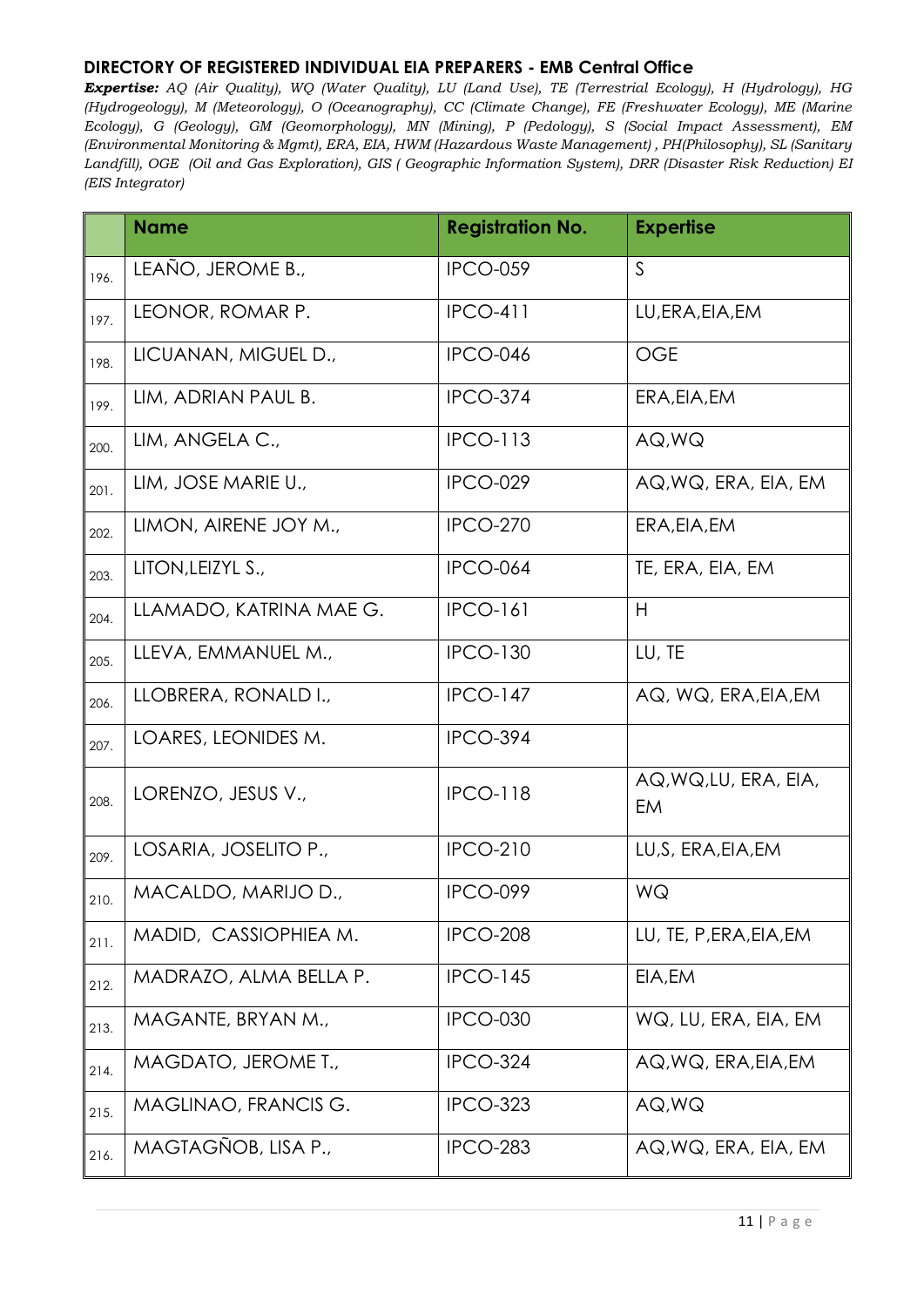**DIRECTORY OF REGISTERED INDIVIDUAL EIA PREPARERS - EMB Central Office**

***Expertise:*** *AQ (Air Quality), WQ (Water Quality), LU (Land Use), TE (Terrestrial Ecology), H (Hydrology), HG (Hydrogeology), M (Meteorology), O (Oceanography), CC (Climate Change), FE (Freshwater Ecology), ME (Marine Ecology), G (Geology), GM (Geomorphology), MN (Mining), P (Pedology), S (Social Impact Assessment), EM (Environmental Monitoring & Mgmt), ERA, EIA, HWM (Hazardous Waste Management) , PH(Philosophy), SL (Sanitary Landfill), OGE (Oil and Gas Exploration), GIS ( Geographic Information System), DRR (Disaster Risk Reduction) EI (EIS Integrator)*

| | Name | Registration No. | Expertise |
|---|---|---|---|
| 196. | LEAÑO, JEROME B., | IPCO-059 | S |
| 197. | LEONOR, ROMAR P. | IPCO-411 | LU,ERA,EIA,EM |
| 198. | LICUANAN, MIGUEL D., | IPCO-046 | OGE |
| 199. | LIM, ADRIAN PAUL B. | IPCO-374 | ERA,EIA,EM |
| 200. | LIM, ANGELA C., | IPCO-113 | AQ,WQ |
| 201. | LIM, JOSE MARIE U., | IPCO-029 | AQ,WQ, ERA, EIA, EM |
| 202. | LIMON, AIRENE JOY M., | IPCO-270 | ERA,EIA,EM |
| 203. | LITON,LEIZYL S., | IPCO-064 | TE, ERA, EIA, EM |
| 204. | LLAMADO, KATRINA MAE G. | IPCO-161 | H |
| 205. | LLEVA, EMMANUEL M., | IPCO-130 | LU, TE |
| 206. | LLOBRERA, RONALD I., | IPCO-147 | AQ, WQ, ERA,EIA,EM |
| 207. | LOARES, LEONIDES M. | IPCO-394 | |
| 208. | LORENZO, JESUS V., | IPCO-118 | AQ,WQ,LU, ERA, EIA, EM |
| 209. | LOSARIA, JOSELITO P., | IPCO-210 | LU,S, ERA,EIA,EM |
| 210. | MACALDO, MARIJO D., | IPCO-099 | WQ |
| 211. | MADID, CASSIOPHIEA M. | IPCO-208 | LU, TE, P,ERA,EIA,EM |
| 212. | MADRAZO, ALMA BELLA P. | IPCO-145 | EIA,EM |
| 213. | MAGANTE, BRYAN M., | IPCO-030 | WQ, LU, ERA, EIA, EM |
| 214. | MAGDATO, JEROME T., | IPCO-324 | AQ,WQ, ERA,EIA,EM |
| 215. | MAGLINAO, FRANCIS G. | IPCO-323 | AQ,WQ |
| 216. | MAGTAGÑOB, LISA P., | IPCO-283 | AQ,WQ, ERA, EIA, EM |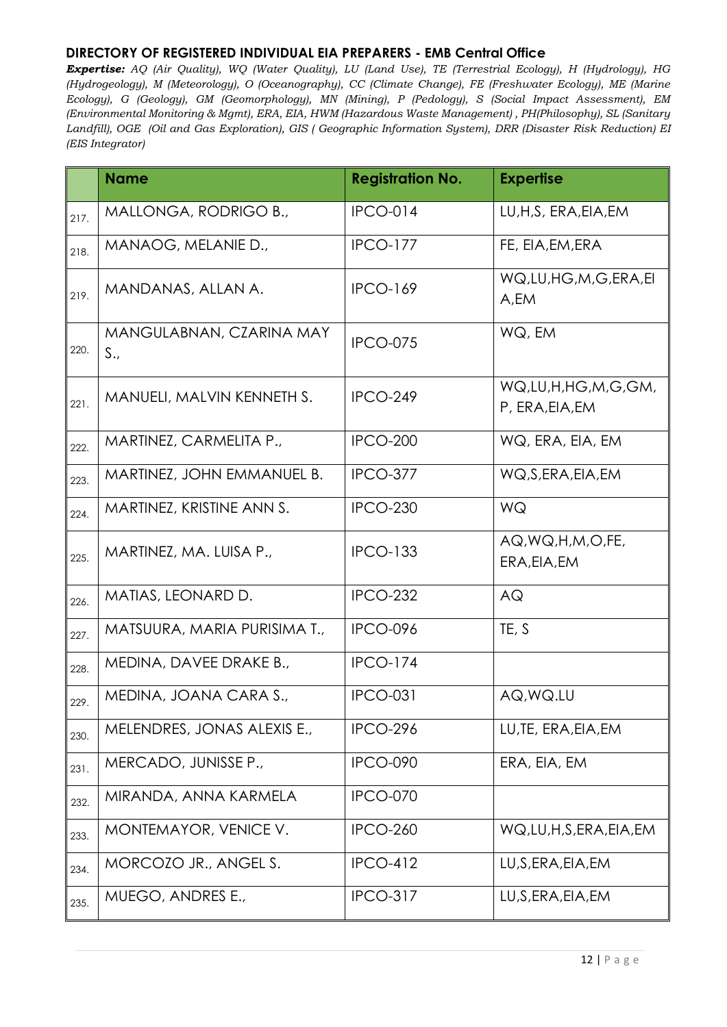## DIRECTORY OF REGISTERED INDIVIDUAL EIA PREPARERS - EMB Central Office

***Expertise:*** *AQ (Air Quality), WQ (Water Quality), LU (Land Use), TE (Terrestrial Ecology), H (Hydrology), HG (Hydrogeology), M (Meteorology), O (Oceanography), CC (Climate Change), FE (Freshwater Ecology), ME (Marine Ecology), G (Geology), GM (Geomorphology), MN (Mining), P (Pedology), S (Social Impact Assessment), EM (Environmental Monitoring & Mgmt), ERA, EIA, HWM (Hazardous Waste Management) , PH(Philosophy), SL (Sanitary Landfill), OGE (Oil and Gas Exploration), GIS ( Geographic Information System), DRR (Disaster Risk Reduction) EI (EIS Integrator)*

| | Name | Registration No. | Expertise |
|---|---|---|---|
| 217. | MALLONGA, RODRIGO B., | IPCO-014 | LU,H,S, ERA,EIA,EM |
| 218. | MANAOG, MELANIE D., | IPCO-177 | FE, EIA,EM,ERA |
| 219. | MANDANAS, ALLAN A. | IPCO-169 | WQ,LU,HG,M,G,ERA,EIA,EM |
| 220. | MANGULABNAN, CZARINA MAY S., | IPCO-075 | WQ, EM |
| 221. | MANUELI, MALVIN KENNETH S. | IPCO-249 | WQ,LU,H,HG,M,G,GM, P, ERA,EIA,EM |
| 222. | MARTINEZ, CARMELITA P., | IPCO-200 | WQ, ERA, EIA, EM |
| 223. | MARTINEZ, JOHN EMMANUEL B. | IPCO-377 | WQ,S,ERA,EIA,EM |
| 224. | MARTINEZ, KRISTINE ANN S. | IPCO-230 | WQ |
| 225. | MARTINEZ, MA. LUISA P., | IPCO-133 | AQ,WQ,H,M,O,FE, ERA,EIA,EM |
| 226. | MATIAS, LEONARD D. | IPCO-232 | AQ |
| 227. | MATSUURA, MARIA PURISIMA T., | IPCO-096 | TE, S |
| 228. | MEDINA, DAVEE DRAKE B., | IPCO-174 | |
| 229. | MEDINA, JOANA CARA S., | IPCO-031 | AQ,WQ.LU |
| 230. | MELENDRES, JONAS ALEXIS E., | IPCO-296 | LU,TE, ERA,EIA,EM |
| 231. | MERCADO, JUNISSE P., | IPCO-090 | ERA, EIA, EM |
| 232. | MIRANDA, ANNA KARMELA | IPCO-070 | |
| 233. | MONTEMAYOR, VENICE V. | IPCO-260 | WQ,LU,H,S,ERA,EIA,EM |
| 234. | MORCOZO JR., ANGEL S. | IPCO-412 | LU,S,ERA,EIA,EM |
| 235. | MUEGO, ANDRES E., | IPCO-317 | LU,S,ERA,EIA,EM |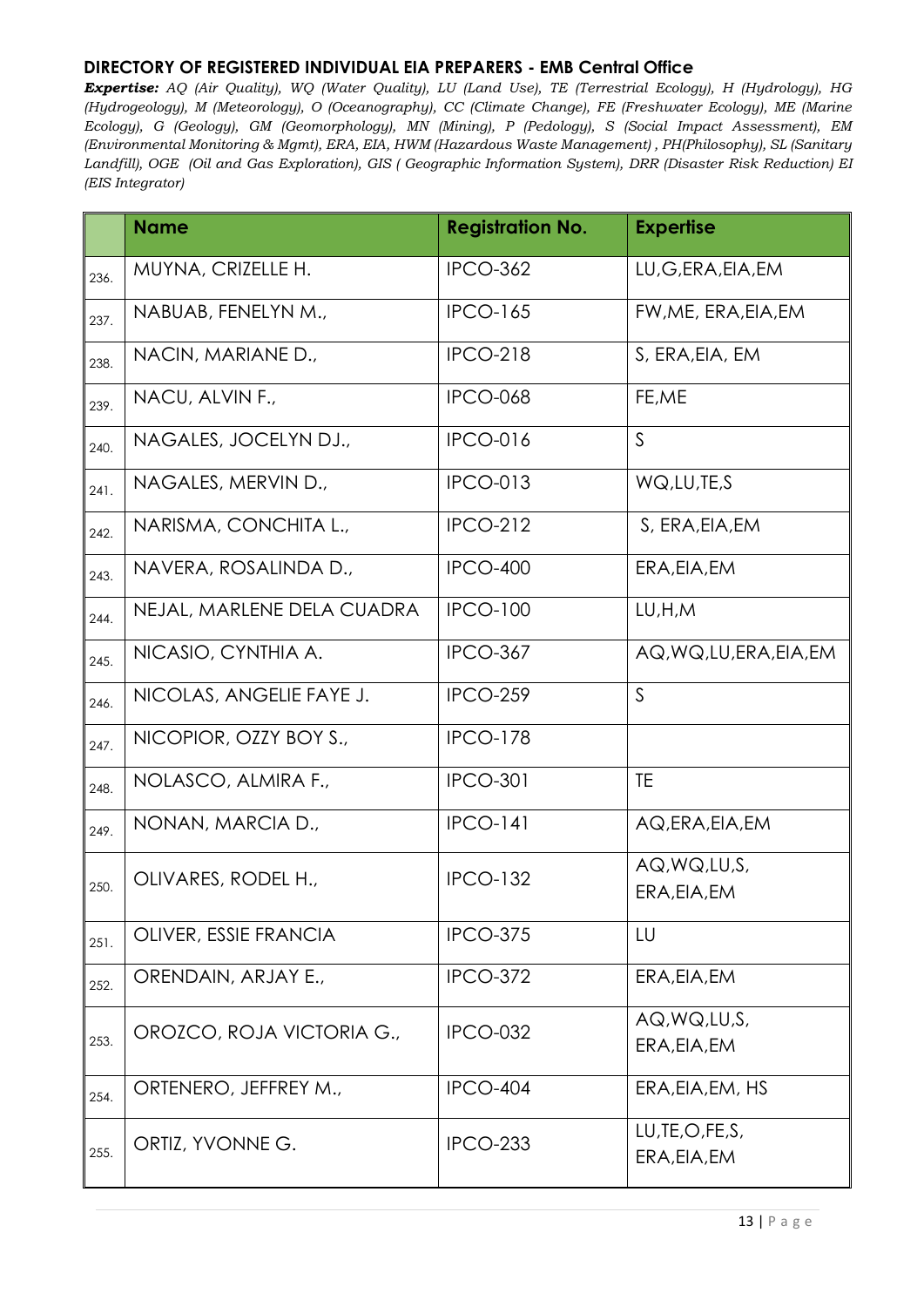**DIRECTORY OF REGISTERED INDIVIDUAL EIA PREPARERS - EMB Central Office**

***Expertise:*** *AQ (Air Quality), WQ (Water Quality), LU (Land Use), TE (Terrestrial Ecology), H (Hydrology), HG (Hydrogeology), M (Meteorology), O (Oceanography), CC (Climate Change), FE (Freshwater Ecology), ME (Marine Ecology), G (Geology), GM (Geomorphology), MN (Mining), P (Pedology), S (Social Impact Assessment), EM (Environmental Monitoring & Mgmt), ERA, EIA, HWM (Hazardous Waste Management) , PH(Philosophy), SL (Sanitary Landfill), OGE (Oil and Gas Exploration), GIS ( Geographic Information System), DRR (Disaster Risk Reduction) EI (EIS Integrator)*

| | Name | Registration No. | Expertise |
|---|---|---|---|
| 236. | MUYNA, CRIZELLE H. | IPCO-362 | LU,G,ERA,EIA,EM |
| 237. | NABUAB, FENELYN M., | IPCO-165 | FW,ME, ERA,EIA,EM |
| 238. | NACIN, MARIANE D., | IPCO-218 | S, ERA,EIA, EM |
| 239. | NACU, ALVIN F., | IPCO-068 | FE,ME |
| 240. | NAGALES, JOCELYN DJ., | IPCO-016 | S |
| 241. | NAGALES, MERVIN D., | IPCO-013 | WQ,LU,TE,S |
| 242. | NARISMA, CONCHITA L., | IPCO-212 | S, ERA,EIA,EM |
| 243. | NAVERA, ROSALINDA D., | IPCO-400 | ERA,EIA,EM |
| 244. | NEJAL, MARLENE DELA CUADRA | IPCO-100 | LU,H,M |
| 245. | NICASIO, CYNTHIA A. | IPCO-367 | AQ,WQ,LU,ERA,EIA,EM |
| 246. | NICOLAS, ANGELIE FAYE J. | IPCO-259 | S |
| 247. | NICOPIOR, OZZY BOY S., | IPCO-178 | |
| 248. | NOLASCO, ALMIRA F., | IPCO-301 | TE |
| 249. | NONAN, MARCIA D., | IPCO-141 | AQ,ERA,EIA,EM |
| 250. | OLIVARES, RODEL H., | IPCO-132 | AQ,WQ,LU,S, ERA,EIA,EM |
| 251. | OLIVER, ESSIE FRANCIA | IPCO-375 | LU |
| 252. | ORENDAIN, ARJAY E., | IPCO-372 | ERA,EIA,EM |
| 253. | OROZCO, ROJA VICTORIA G., | IPCO-032 | AQ,WQ,LU,S, ERA,EIA,EM |
| 254. | ORTENERO, JEFFREY M., | IPCO-404 | ERA,EIA,EM, HS |
| 255. | ORTIZ, YVONNE G. | IPCO-233 | LU,TE,O,FE,S, ERA,EIA,EM |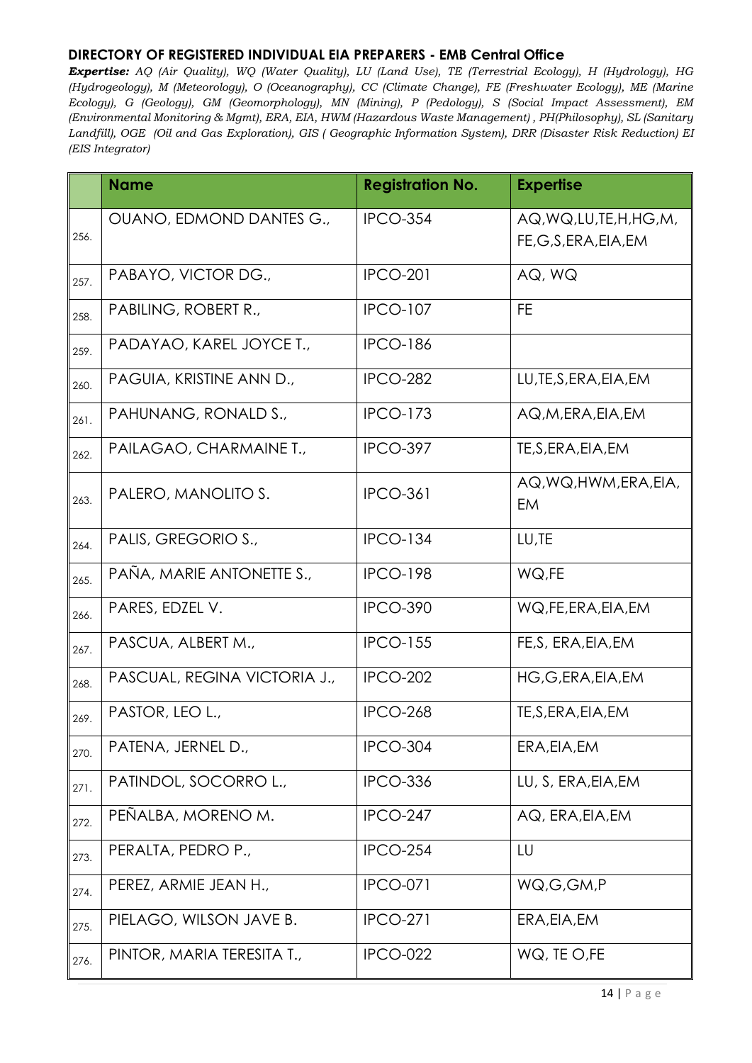## DIRECTORY OF REGISTERED INDIVIDUAL EIA PREPARERS - EMB Central Office

***Expertise:*** *AQ (Air Quality), WQ (Water Quality), LU (Land Use), TE (Terrestrial Ecology), H (Hydrology), HG (Hydrogeology), M (Meteorology), O (Oceanography), CC (Climate Change), FE (Freshwater Ecology), ME (Marine Ecology), G (Geology), GM (Geomorphology), MN (Mining), P (Pedology), S (Social Impact Assessment), EM (Environmental Monitoring & Mgmt), ERA, EIA, HWM (Hazardous Waste Management) , PH(Philosophy), SL (Sanitary Landfill), OGE (Oil and Gas Exploration), GIS ( Geographic Information System), DRR (Disaster Risk Reduction) EI (EIS Integrator)*

| | Name | Registration No. | Expertise |
|---|---|---|---|
| 256. | OUANO, EDMOND DANTES G., | IPCO-354 | AQ,WQ,LU,TE,H,HG,M, FE,G,S,ERA,EIA,EM |
| 257. | PABAYO, VICTOR DG., | IPCO-201 | AQ, WQ |
| 258. | PABILING, ROBERT R., | IPCO-107 | FE |
| 259. | PADAYAO, KAREL JOYCE T., | IPCO-186 | |
| 260. | PAGUIA, KRISTINE ANN D., | IPCO-282 | LU,TE,S,ERA,EIA,EM |
| 261. | PAHUNANG, RONALD S., | IPCO-173 | AQ,M,ERA,EIA,EM |
| 262. | PAILAGAO, CHARMAINE T., | IPCO-397 | TE,S,ERA,EIA,EM |
| 263. | PALERO, MANOLITO S. | IPCO-361 | AQ,WQ,HWM,ERA,EIA, EM |
| 264. | PALIS, GREGORIO S., | IPCO-134 | LU,TE |
| 265. | PAÑA, MARIE ANTONETTE S., | IPCO-198 | WQ,FE |
| 266. | PARES, EDZEL V. | IPCO-390 | WQ,FE,ERA,EIA,EM |
| 267. | PASCUA, ALBERT M., | IPCO-155 | FE,S, ERA,EIA,EM |
| 268. | PASCUAL, REGINA VICTORIA J., | IPCO-202 | HG,G,ERA,EIA,EM |
| 269. | PASTOR, LEO L., | IPCO-268 | TE,S,ERA,EIA,EM |
| 270. | PATENA, JERNEL D., | IPCO-304 | ERA,EIA,EM |
| 271. | PATINDOL, SOCORRO L., | IPCO-336 | LU, S, ERA,EIA,EM |
| 272. | PEÑALBA, MORENO M. | IPCO-247 | AQ, ERA,EIA,EM |
| 273. | PERALTA, PEDRO P., | IPCO-254 | LU |
| 274. | PEREZ, ARMIE JEAN H., | IPCO-071 | WQ,G,GM,P |
| 275. | PIELAGO, WILSON JAVE B. | IPCO-271 | ERA,EIA,EM |
| 276. | PINTOR, MARIA TERESITA T., | IPCO-022 | WQ, TE O,FE |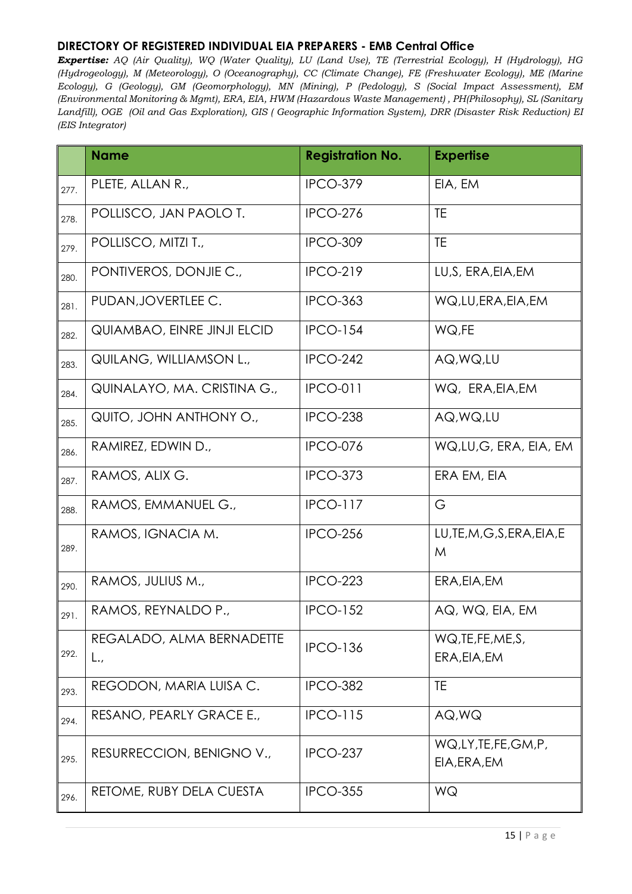**DIRECTORY OF REGISTERED INDIVIDUAL EIA PREPARERS - EMB Central Office**

***Expertise:*** *AQ (Air Quality), WQ (Water Quality), LU (Land Use), TE (Terrestrial Ecology), H (Hydrology), HG (Hydrogeology), M (Meteorology), O (Oceanography), CC (Climate Change), FE (Freshwater Ecology), ME (Marine Ecology), G (Geology), GM (Geomorphology), MN (Mining), P (Pedology), S (Social Impact Assessment), EM (Environmental Monitoring & Mgmt), ERA, EIA, HWM (Hazardous Waste Management) , PH(Philosophy), SL (Sanitary Landfill), OGE (Oil and Gas Exploration), GIS ( Geographic Information System), DRR (Disaster Risk Reduction) EI (EIS Integrator)*

| | Name | Registration No. | Expertise |
|---|---|---|---|
| 277. | PLETE, ALLAN R., | IPCO-379 | EIA, EM |
| 278. | POLLISCO, JAN PAOLO T. | IPCO-276 | TE |
| 279. | POLLISCO, MITZI T., | IPCO-309 | TE |
| 280. | PONTIVEROS, DONJIE C., | IPCO-219 | LU,S, ERA,EIA,EM |
| 281. | PUDAN,JOVERTLEE C. | IPCO-363 | WQ,LU,ERA,EIA,EM |
| 282. | QUIAMBAO, EINRE JINJI ELCID | IPCO-154 | WQ,FE |
| 283. | QUILANG, WILLIAMSON L., | IPCO-242 | AQ,WQ,LU |
| 284. | QUINALAYO, MA. CRISTINA G., | IPCO-011 | WQ, ERA,EIA,EM |
| 285. | QUITO, JOHN ANTHONY O., | IPCO-238 | AQ,WQ,LU |
| 286. | RAMIREZ, EDWIN D., | IPCO-076 | WQ,LU,G, ERA, EIA, EM |
| 287. | RAMOS, ALIX G. | IPCO-373 | ERA EM, EIA |
| 288. | RAMOS, EMMANUEL G., | IPCO-117 | G |
| 289. | RAMOS, IGNACIA M. | IPCO-256 | LU,TE,M,G,S,ERA,EIA,EM |
| 290. | RAMOS, JULIUS M., | IPCO-223 | ERA,EIA,EM |
| 291. | RAMOS, REYNALDO P., | IPCO-152 | AQ, WQ, EIA, EM |
| 292. | REGALADO, ALMA BERNADETTE L., | IPCO-136 | WQ,TE,FE,ME,S, ERA,EIA,EM |
| 293. | REGODON, MARIA LUISA C. | IPCO-382 | TE |
| 294. | RESANO, PEARLY GRACE E., | IPCO-115 | AQ,WQ |
| 295. | RESURRECCION, BENIGNO V., | IPCO-237 | WQ,LY,TE,FE,GM,P, EIA,ERA,EM |
| 296. | RETOME, RUBY DELA CUESTA | IPCO-355 | WQ |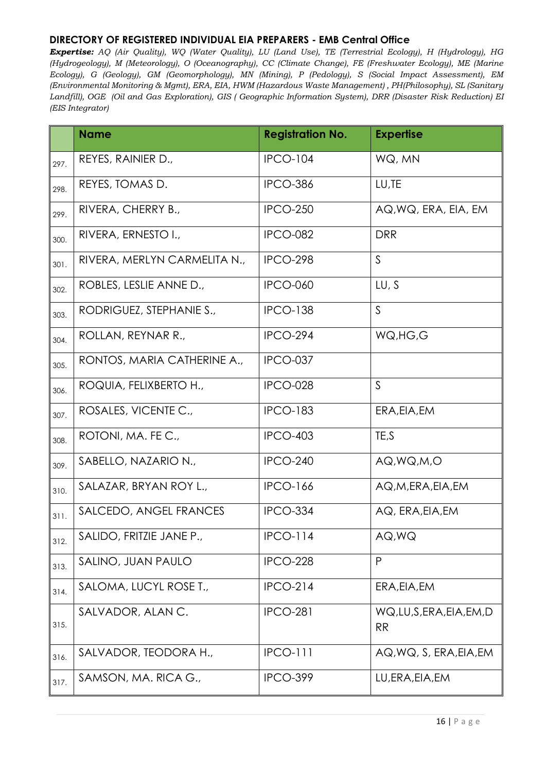## DIRECTORY OF REGISTERED INDIVIDUAL EIA PREPARERS - EMB Central Office

***Expertise:*** *AQ (Air Quality), WQ (Water Quality), LU (Land Use), TE (Terrestrial Ecology), H (Hydrology), HG (Hydrogeology), M (Meteorology), O (Oceanography), CC (Climate Change), FE (Freshwater Ecology), ME (Marine Ecology), G (Geology), GM (Geomorphology), MN (Mining), P (Pedology), S (Social Impact Assessment), EM (Environmental Monitoring & Mgmt), ERA, EIA, HWM (Hazardous Waste Management) , PH(Philosophy), SL (Sanitary Landfill), OGE (Oil and Gas Exploration), GIS ( Geographic Information System), DRR (Disaster Risk Reduction) EI (EIS Integrator)*

| | Name | Registration No. | Expertise |
|---|---|---|---|
| 297. | REYES, RAINIER D., | IPCO-104 | WQ, MN |
| 298. | REYES, TOMAS D. | IPCO-386 | LU,TE |
| 299. | RIVERA, CHERRY B., | IPCO-250 | AQ,WQ, ERA, EIA, EM |
| 300. | RIVERA, ERNESTO I., | IPCO-082 | DRR |
| 301. | RIVERA, MERLYN CARMELITA N., | IPCO-298 | S |
| 302. | ROBLES, LESLIE ANNE D., | IPCO-060 | LU, S |
| 303. | RODRIGUEZ, STEPHANIE S., | IPCO-138 | S |
| 304. | ROLLAN, REYNAR R., | IPCO-294 | WQ,HG,G |
| 305. | RONTOS, MARIA CATHERINE A., | IPCO-037 | |
| 306. | ROQUIA, FELIXBERTO H., | IPCO-028 | S |
| 307. | ROSALES, VICENTE C., | IPCO-183 | ERA,EIA,EM |
| 308. | ROTONI, MA. FE C., | IPCO-403 | TE,S |
| 309. | SABELLO, NAZARIO N., | IPCO-240 | AQ,WQ,M,O |
| 310. | SALAZAR, BRYAN ROY L., | IPCO-166 | AQ,M,ERA,EIA,EM |
| 311. | SALCEDO, ANGEL FRANCES | IPCO-334 | AQ, ERA,EIA,EM |
| 312. | SALIDO, FRITZIE JANE P., | IPCO-114 | AQ,WQ |
| 313. | SALINO, JUAN PAULO | IPCO-228 | P |
| 314. | SALOMA, LUCYL ROSE T., | IPCO-214 | ERA,EIA,EM |
| 315. | SALVADOR, ALAN C. | IPCO-281 | WQ,LU,S,ERA,EIA,EM,DRR |
| 316. | SALVADOR, TEODORA H., | IPCO-111 | AQ,WQ, S, ERA,EIA,EM |
| 317. | SAMSON, MA. RICA G., | IPCO-399 | LU,ERA,EIA,EM |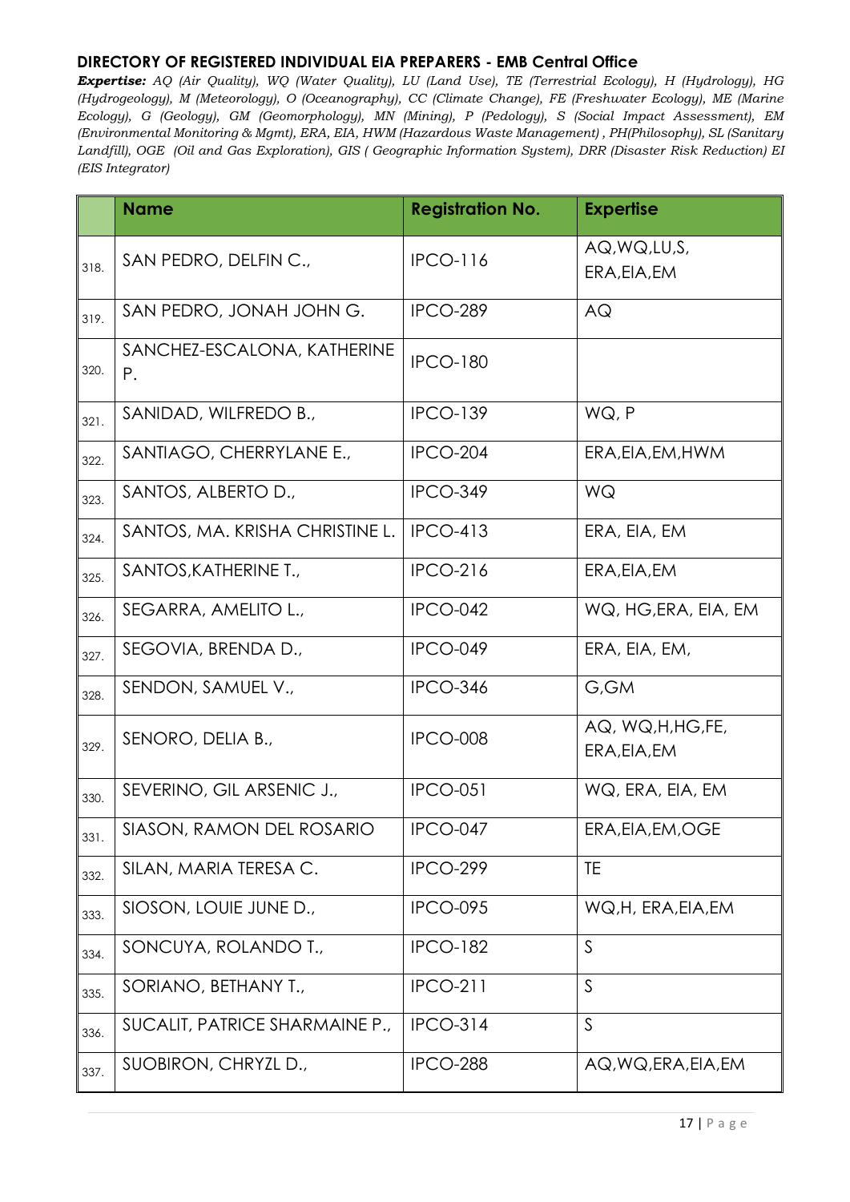**DIRECTORY OF REGISTERED INDIVIDUAL EIA PREPARERS - EMB Central Office**

***Expertise:*** *AQ (Air Quality), WQ (Water Quality), LU (Land Use), TE (Terrestrial Ecology), H (Hydrology), HG (Hydrogeology), M (Meteorology), O (Oceanography), CC (Climate Change), FE (Freshwater Ecology), ME (Marine Ecology), G (Geology), GM (Geomorphology), MN (Mining), P (Pedology), S (Social Impact Assessment), EM (Environmental Monitoring & Mgmt), ERA, EIA, HWM (Hazardous Waste Management) , PH(Philosophy), SL (Sanitary Landfill), OGE (Oil and Gas Exploration), GIS ( Geographic Information System), DRR (Disaster Risk Reduction) EI (EIS Integrator)*

| | Name | Registration No. | Expertise |
|---|---|---|---|
| 318. | SAN PEDRO, DELFIN C., | IPCO-116 | AQ,WQ,LU,S, ERA,EIA,EM |
| 319. | SAN PEDRO, JONAH JOHN G. | IPCO-289 | AQ |
| 320. | SANCHEZ-ESCALONA, KATHERINE P. | IPCO-180 | |
| 321. | SANIDAD, WILFREDO B., | IPCO-139 | WQ, P |
| 322. | SANTIAGO, CHERRYLANE E., | IPCO-204 | ERA,EIA,EM,HWM |
| 323. | SANTOS, ALBERTO D., | IPCO-349 | WQ |
| 324. | SANTOS, MA. KRISHA CHRISTINE L. | IPCO-413 | ERA, EIA, EM |
| 325. | SANTOS,KATHERINE T., | IPCO-216 | ERA,EIA,EM |
| 326. | SEGARRA, AMELITO L., | IPCO-042 | WQ, HG,ERA, EIA, EM |
| 327. | SEGOVIA, BRENDA D., | IPCO-049 | ERA, EIA, EM, |
| 328. | SENDON, SAMUEL V., | IPCO-346 | G,GM |
| 329. | SENORO, DELIA B., | IPCO-008 | AQ, WQ,H,HG,FE, ERA,EIA,EM |
| 330. | SEVERINO, GIL ARSENIC J., | IPCO-051 | WQ, ERA, EIA, EM |
| 331. | SIASON, RAMON DEL ROSARIO | IPCO-047 | ERA,EIA,EM,OGE |
| 332. | SILAN, MARIA TERESA C. | IPCO-299 | TE |
| 333. | SIOSON, LOUIE JUNE D., | IPCO-095 | WQ,H, ERA,EIA,EM |
| 334. | SONCUYA, ROLANDO T., | IPCO-182 | S |
| 335. | SORIANO, BETHANY T., | IPCO-211 | S |
| 336. | SUCALIT, PATRICE SHARMAINE P., | IPCO-314 | S |
| 337. | SUOBIRON, CHRYZL D., | IPCO-288 | AQ,WQ,ERA,EIA,EM |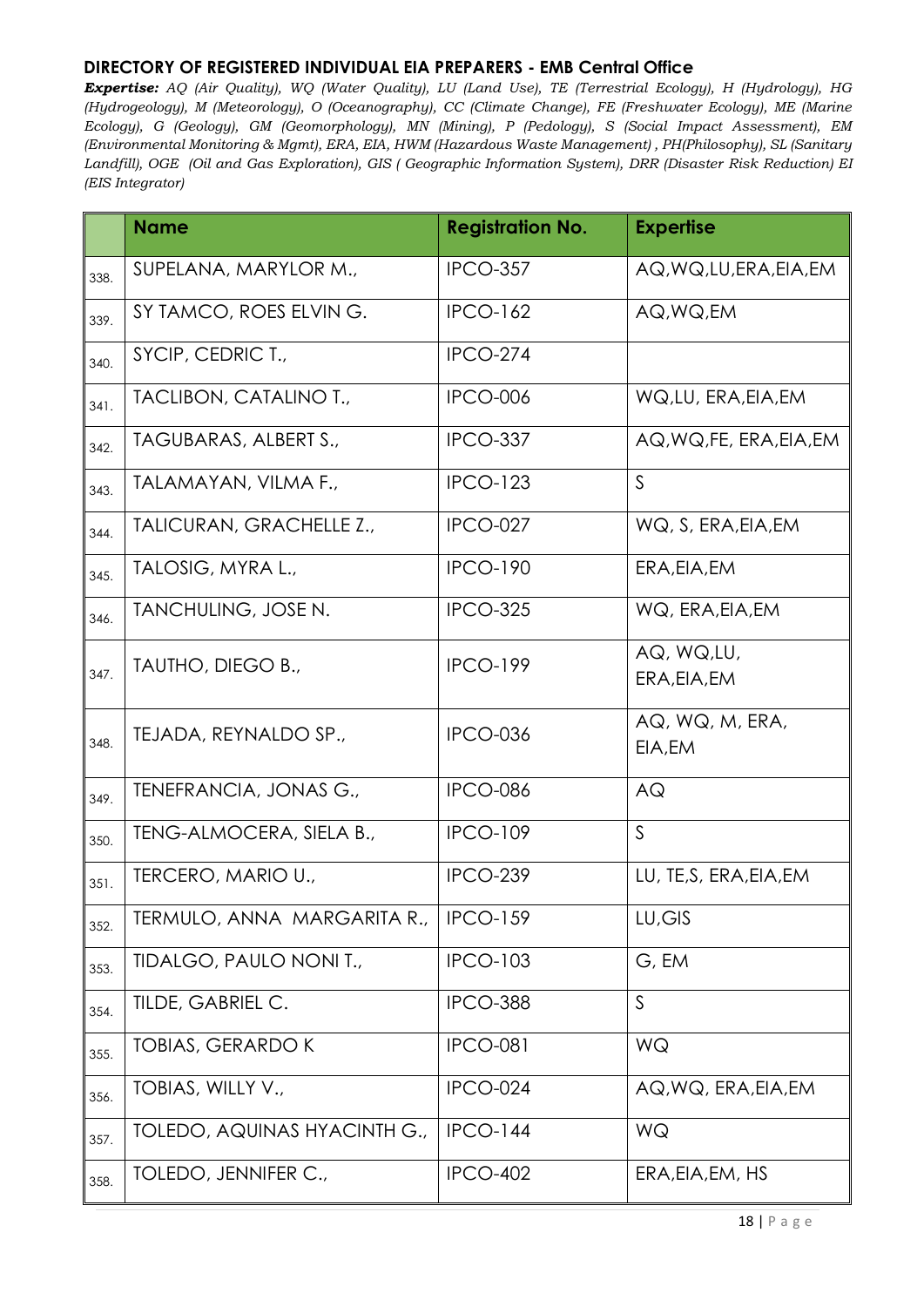## DIRECTORY OF REGISTERED INDIVIDUAL EIA PREPARERS - EMB Central Office

***Expertise:*** *AQ (Air Quality), WQ (Water Quality), LU (Land Use), TE (Terrestrial Ecology), H (Hydrology), HG (Hydrogeology), M (Meteorology), O (Oceanography), CC (Climate Change), FE (Freshwater Ecology), ME (Marine Ecology), G (Geology), GM (Geomorphology), MN (Mining), P (Pedology), S (Social Impact Assessment), EM (Environmental Monitoring & Mgmt), ERA, EIA, HWM (Hazardous Waste Management) , PH(Philosophy), SL (Sanitary Landfill), OGE (Oil and Gas Exploration), GIS ( Geographic Information System), DRR (Disaster Risk Reduction) EI (EIS Integrator)*

| | Name | Registration No. | Expertise |
|---|---|---|---|
| 338. | SUPELANA, MARYLOR M., | IPCO-357 | AQ,WQ,LU,ERA,EIA,EM |
| 339. | SY TAMCO, ROES ELVIN G. | IPCO-162 | AQ,WQ,EM |
| 340. | SYCIP, CEDRIC T., | IPCO-274 | |
| 341. | TACLIBON, CATALINO T., | IPCO-006 | WQ,LU, ERA,EIA,EM |
| 342. | TAGUBARAS, ALBERT S., | IPCO-337 | AQ,WQ,FE, ERA,EIA,EM |
| 343. | TALAMAYAN, VILMA F., | IPCO-123 | S |
| 344. | TALICURAN, GRACHELLE Z., | IPCO-027 | WQ, S, ERA,EIA,EM |
| 345. | TALOSIG, MYRA L., | IPCO-190 | ERA,EIA,EM |
| 346. | TANCHULING, JOSE N. | IPCO-325 | WQ, ERA,EIA,EM |
| 347. | TAUTHO, DIEGO B., | IPCO-199 | AQ, WQ,LU, ERA,EIA,EM |
| 348. | TEJADA, REYNALDO SP., | IPCO-036 | AQ, WQ, M, ERA, EIA,EM |
| 349. | TENEFRANCIA, JONAS G., | IPCO-086 | AQ |
| 350. | TENG-ALMOCERA, SIELA B., | IPCO-109 | S |
| 351. | TERCERO, MARIO U., | IPCO-239 | LU, TE,S, ERA,EIA,EM |
| 352. | TERMULO, ANNA MARGARITA R., | IPCO-159 | LU,GIS |
| 353. | TIDALGO, PAULO NONI T., | IPCO-103 | G, EM |
| 354. | TILDE, GABRIEL C. | IPCO-388 | S |
| 355. | TOBIAS, GERARDO K | IPCO-081 | WQ |
| 356. | TOBIAS, WILLY V., | IPCO-024 | AQ,WQ, ERA,EIA,EM |
| 357. | TOLEDO, AQUINAS HYACINTH G., | IPCO-144 | WQ |
| 358. | TOLEDO, JENNIFER C., | IPCO-402 | ERA,EIA,EM, HS |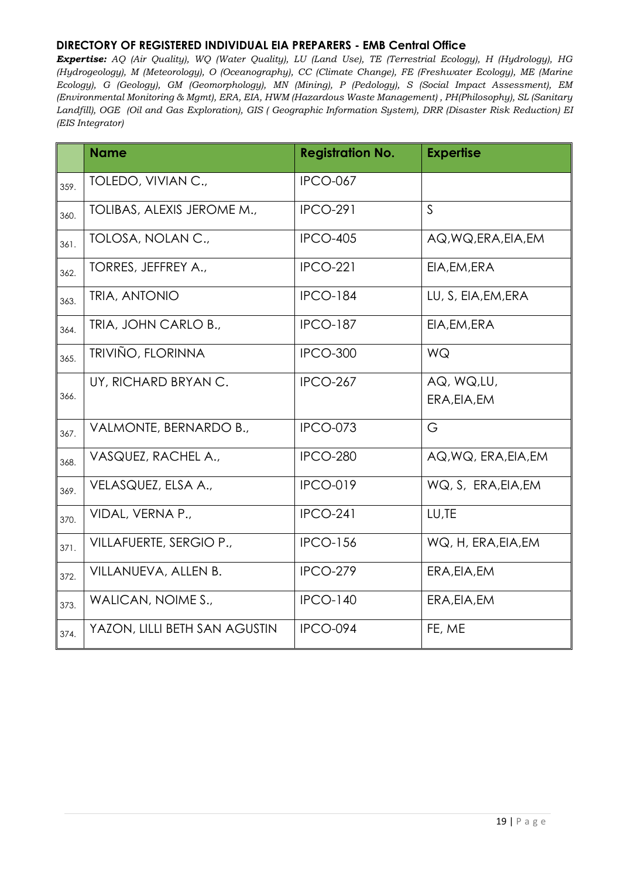**DIRECTORY OF REGISTERED INDIVIDUAL EIA PREPARERS - EMB Central Office**

***Expertise:*** *AQ (Air Quality), WQ (Water Quality), LU (Land Use), TE (Terrestrial Ecology), H (Hydrology), HG (Hydrogeology), M (Meteorology), O (Oceanography), CC (Climate Change), FE (Freshwater Ecology), ME (Marine Ecology), G (Geology), GM (Geomorphology), MN (Mining), P (Pedology), S (Social Impact Assessment), EM (Environmental Monitoring & Mgmt), ERA, EIA, HWM (Hazardous Waste Management) , PH(Philosophy), SL (Sanitary Landfill), OGE (Oil and Gas Exploration), GIS ( Geographic Information System), DRR (Disaster Risk Reduction) EI (EIS Integrator)*

| | Name | Registration No. | Expertise |
|---|---|---|---|
| 359. | TOLEDO, VIVIAN C., | IPCO-067 | |
| 360. | TOLIBAS, ALEXIS JEROME M., | IPCO-291 | S |
| 361. | TOLOSA, NOLAN C., | IPCO-405 | AQ,WQ,ERA,EIA,EM |
| 362. | TORRES, JEFFREY A., | IPCO-221 | EIA,EM,ERA |
| 363. | TRIA, ANTONIO | IPCO-184 | LU, S, EIA,EM,ERA |
| 364. | TRIA, JOHN CARLO B., | IPCO-187 | EIA,EM,ERA |
| 365. | TRIVIÑO, FLORINNA | IPCO-300 | WQ |
| 366. | UY, RICHARD BRYAN C. | IPCO-267 | AQ, WQ,LU, ERA,EIA,EM |
| 367. | VALMONTE, BERNARDO B., | IPCO-073 | G |
| 368. | VASQUEZ, RACHEL A., | IPCO-280 | AQ,WQ, ERA,EIA,EM |
| 369. | VELASQUEZ, ELSA A., | IPCO-019 | WQ, S, ERA,EIA,EM |
| 370. | VIDAL, VERNA P., | IPCO-241 | LU,TE |
| 371. | VILLAFUERTE, SERGIO P., | IPCO-156 | WQ, H, ERA,EIA,EM |
| 372. | VILLANUEVA, ALLEN B. | IPCO-279 | ERA,EIA,EM |
| 373. | WALICAN, NOIME S., | IPCO-140 | ERA,EIA,EM |
| 374. | YAZON, LILLI BETH SAN AGUSTIN | IPCO-094 | FE, ME |